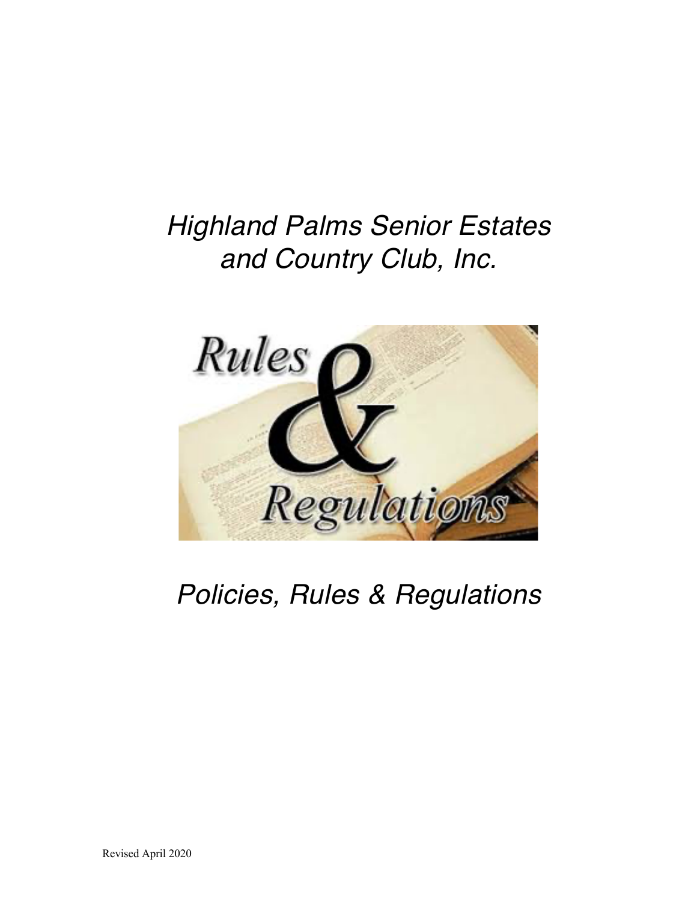# *Highland Palms Senior Estates and Country Club, Inc.*

## *Policies, Rules & Regulations*

Revised April 2020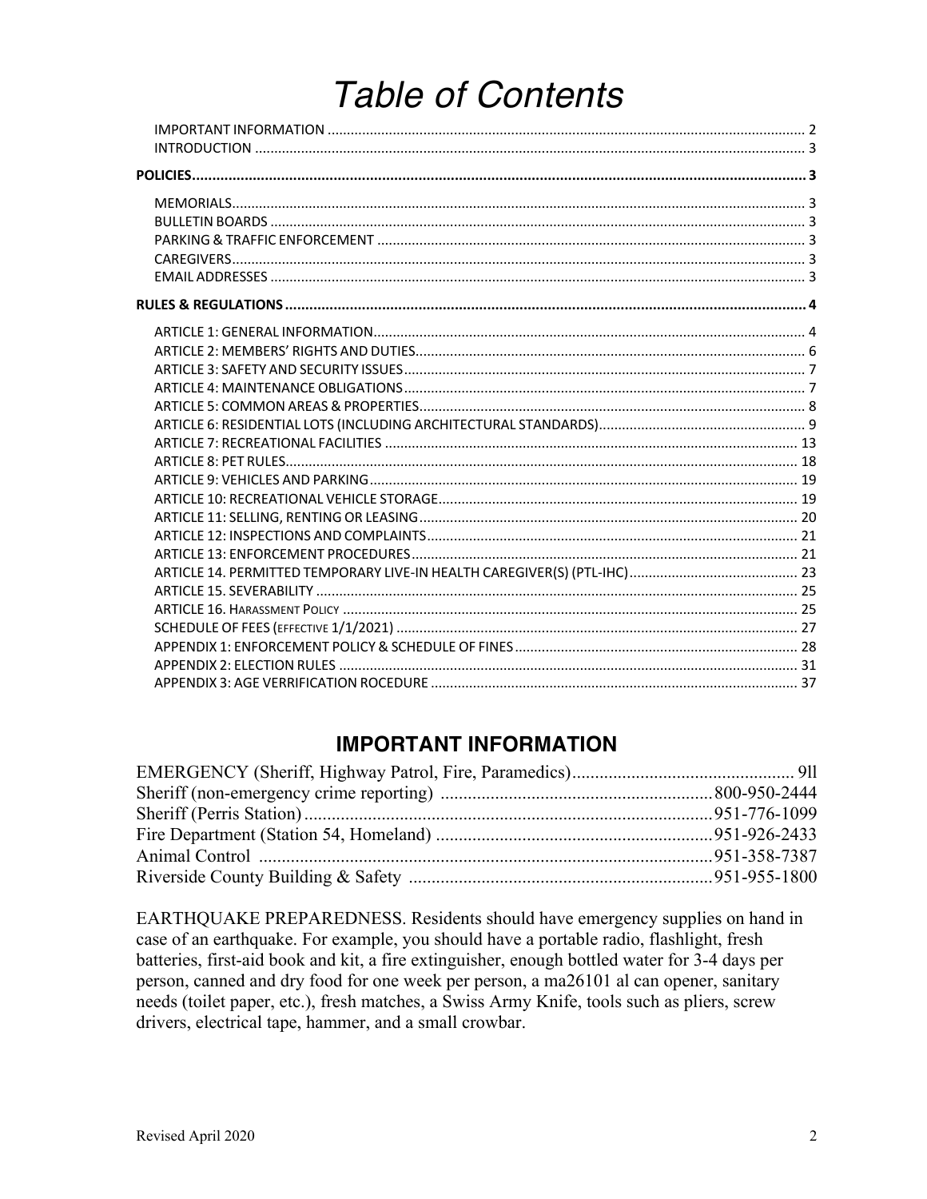# Table of Contents

| | |
|---|---|
| IMPORTANT INFORMATION | 2 |
| INTRODUCTION | 3 |
| **POLICIES** | **3** |
| MEMORIALS | 3 |
| BULLETIN BOARDS | 3 |
| PARKING & TRAFFIC ENFORCEMENT | 3 |
| CAREGIVERS | 3 |
| EMAIL ADDRESSES | 3 |
| **RULES & REGULATIONS** | **4** |
| ARTICLE 1: GENERAL INFORMATION | 4 |
| ARTICLE 2: MEMBERS' RIGHTS AND DUTIES | 6 |
| ARTICLE 3: SAFETY AND SECURITY ISSUES | 7 |
| ARTICLE 4: MAINTENANCE OBLIGATIONS | 7 |
| ARTICLE 5: COMMON AREAS & PROPERTIES | 8 |
| ARTICLE 6: RESIDENTIAL LOTS (INCLUDING ARCHITECTURAL STANDARDS) | 9 |
| ARTICLE 7: RECREATIONAL FACILITIES | 13 |
| ARTICLE 8: PET RULES | 18 |
| ARTICLE 9: VEHICLES AND PARKING | 19 |
| ARTICLE 10: RECREATIONAL VEHICLE STORAGE | 19 |
| ARTICLE 11: SELLING, RENTING OR LEASING | 20 |
| ARTICLE 12: INSPECTIONS AND COMPLAINTS | 21 |
| ARTICLE 13: ENFORCEMENT PROCEDURES | 21 |
| ARTICLE 14. PERMITTED TEMPORARY LIVE-IN HEALTH CAREGIVER(S) (PTL-IHC) | 23 |
| ARTICLE 15. SEVERABILITY | 25 |
| ARTICLE 16. HARASSMENT POLICY | 25 |
| SCHEDULE OF FEES (EFFECTIVE 1/1/2021) | 27 |
| APPENDIX 1: ENFORCEMENT POLICY & SCHEDULE OF FINES | 28 |
| APPENDIX 2: ELECTION RULES | 31 |
| APPENDIX 3: AGE VERRIFICATION ROCEDURE | 37 |

## IMPORTANT INFORMATION

| | |
|---|---|
| EMERGENCY (Sheriff, Highway Patrol, Fire, Paramedics) | 9ll |
| Sheriff (non-emergency crime reporting) | 800-950-2444 |
| Sheriff (Perris Station) | 951-776-1099 |
| Fire Department (Station 54, Homeland) | 951-926-2433 |
| Animal Control | 951-358-7387 |
| Riverside County Building & Safety | 951-955-1800 |

EARTHQUAKE PREPAREDNESS. Residents should have emergency supplies on hand in case of an earthquake. For example, you should have a portable radio, flashlight, fresh batteries, first-aid book and kit, a fire extinguisher, enough bottled water for 3-4 days per person, canned and dry food for one week per person, a ma26101 al can opener, sanitary needs (toilet paper, etc.), fresh matches, a Swiss Army Knife, tools such as pliers, screw drivers, electrical tape, hammer, and a small crowbar.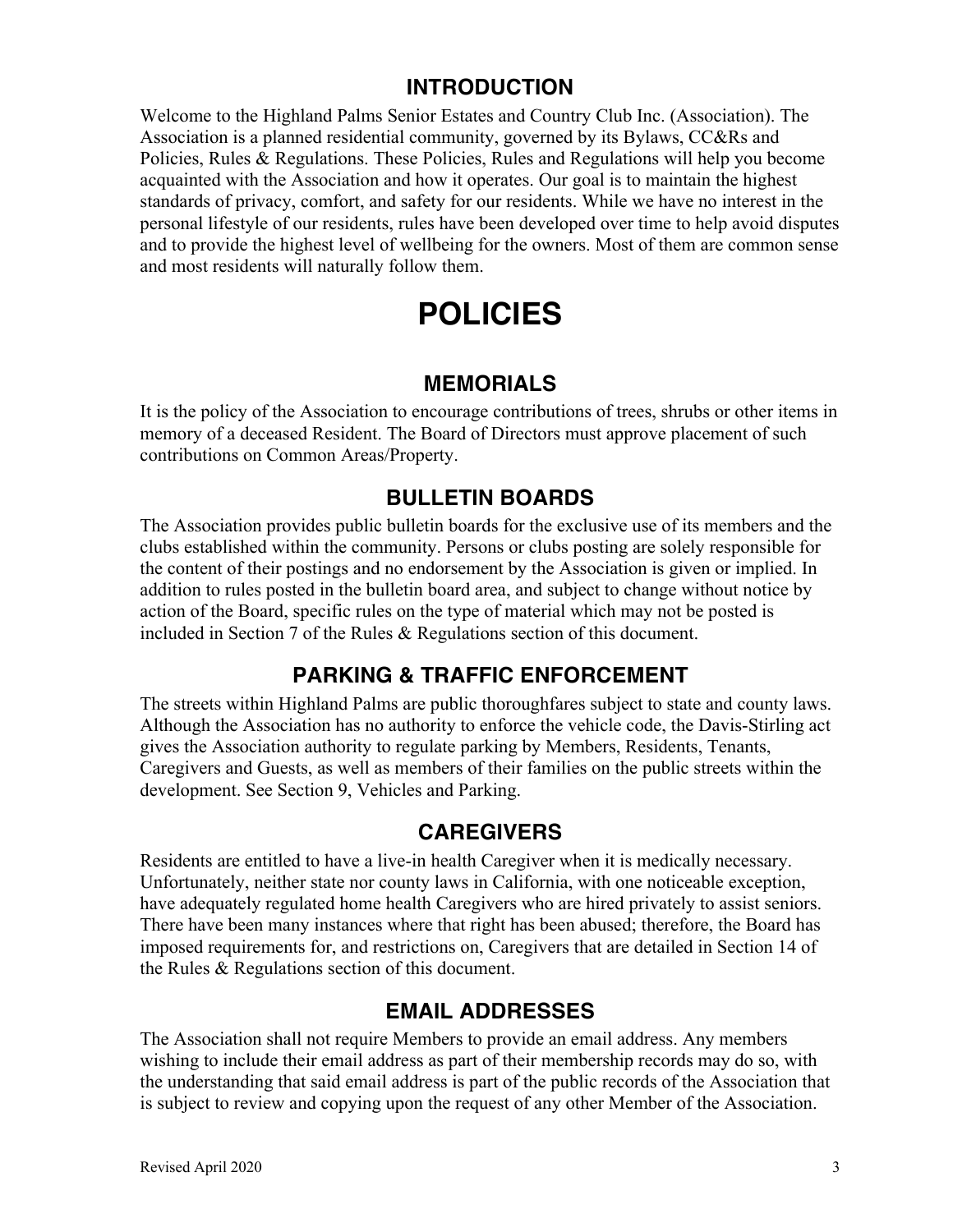## INTRODUCTION

Welcome to the Highland Palms Senior Estates and Country Club Inc. (Association). The Association is a planned residential community, governed by its Bylaws, CC&Rs and Policies, Rules & Regulations. These Policies, Rules and Regulations will help you become acquainted with the Association and how it operates. Our goal is to maintain the highest standards of privacy, comfort, and safety for our residents. While we have no interest in the personal lifestyle of our residents, rules have been developed over time to help avoid disputes and to provide the highest level of wellbeing for the owners. Most of them are common sense and most residents will naturally follow them.

# POLICIES

## MEMORIALS

It is the policy of the Association to encourage contributions of trees, shrubs or other items in memory of a deceased Resident. The Board of Directors must approve placement of such contributions on Common Areas/Property.

## BULLETIN BOARDS

The Association provides public bulletin boards for the exclusive use of its members and the clubs established within the community. Persons or clubs posting are solely responsible for the content of their postings and no endorsement by the Association is given or implied. In addition to rules posted in the bulletin board area, and subject to change without notice by action of the Board, specific rules on the type of material which may not be posted is included in Section 7 of the Rules & Regulations section of this document.

## PARKING & TRAFFIC ENFORCEMENT

The streets within Highland Palms are public thoroughfares subject to state and county laws. Although the Association has no authority to enforce the vehicle code, the Davis-Stirling act gives the Association authority to regulate parking by Members, Residents, Tenants, Caregivers and Guests, as well as members of their families on the public streets within the development. See Section 9, Vehicles and Parking.

## CAREGIVERS

Residents are entitled to have a live-in health Caregiver when it is medically necessary. Unfortunately, neither state nor county laws in California, with one noticeable exception, have adequately regulated home health Caregivers who are hired privately to assist seniors. There have been many instances where that right has been abused; therefore, the Board has imposed requirements for, and restrictions on, Caregivers that are detailed in Section 14 of the Rules & Regulations section of this document.

## EMAIL ADDRESSES

The Association shall not require Members to provide an email address. Any members wishing to include their email address as part of their membership records may do so, with the understanding that said email address is part of the public records of the Association that is subject to review and copying upon the request of any other Member of the Association.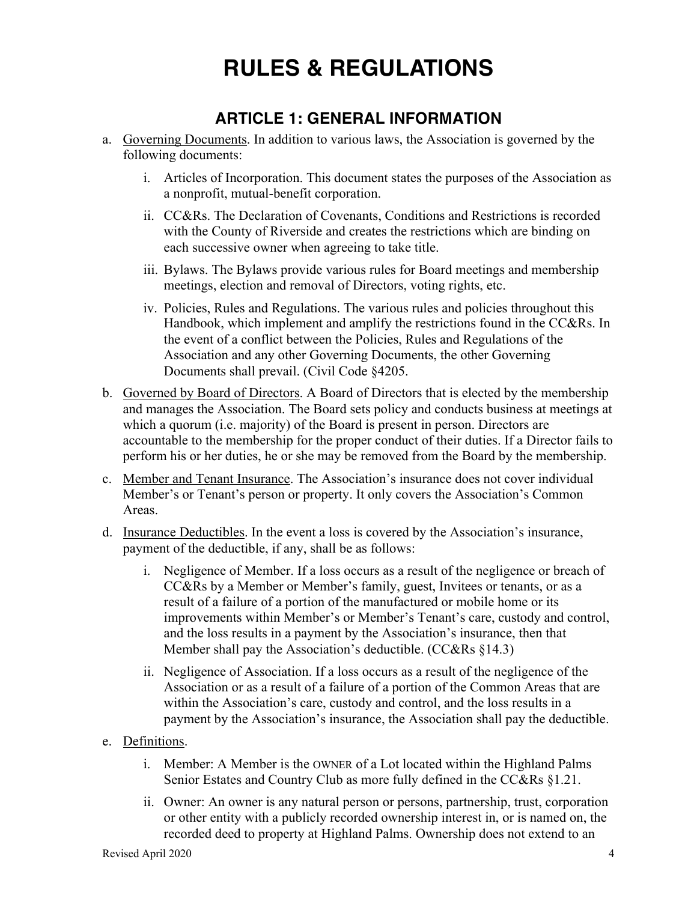# RULES & REGULATIONS

## ARTICLE 1: GENERAL INFORMATION

a. Governing Documents. In addition to various laws, the Association is governed by the following documents:

   i. Articles of Incorporation. This document states the purposes of the Association as a nonprofit, mutual-benefit corporation.

   ii. CC&Rs. The Declaration of Covenants, Conditions and Restrictions is recorded with the County of Riverside and creates the restrictions which are binding on each successive owner when agreeing to take title.

   iii. Bylaws. The Bylaws provide various rules for Board meetings and membership meetings, election and removal of Directors, voting rights, etc.

   iv. Policies, Rules and Regulations. The various rules and policies throughout this Handbook, which implement and amplify the restrictions found in the CC&Rs. In the event of a conflict between the Policies, Rules and Regulations of the Association and any other Governing Documents, the other Governing Documents shall prevail. (Civil Code §4205.

b. Governed by Board of Directors. A Board of Directors that is elected by the membership and manages the Association. The Board sets policy and conducts business at meetings at which a quorum (i.e. majority) of the Board is present in person. Directors are accountable to the membership for the proper conduct of their duties. If a Director fails to perform his or her duties, he or she may be removed from the Board by the membership.

c. Member and Tenant Insurance. The Association's insurance does not cover individual Member's or Tenant's person or property. It only covers the Association's Common Areas.

d. Insurance Deductibles. In the event a loss is covered by the Association's insurance, payment of the deductible, if any, shall be as follows:

   i. Negligence of Member. If a loss occurs as a result of the negligence or breach of CC&Rs by a Member or Member's family, guest, Invitees or tenants, or as a result of a failure of a portion of the manufactured or mobile home or its improvements within Member's or Member's Tenant's care, custody and control, and the loss results in a payment by the Association's insurance, then that Member shall pay the Association's deductible. (CC&Rs §14.3)

   ii. Negligence of Association. If a loss occurs as a result of the negligence of the Association or as a result of a failure of a portion of the Common Areas that are within the Association's care, custody and control, and the loss results in a payment by the Association's insurance, the Association shall pay the deductible.

e. Definitions.

   i. Member: A Member is the OWNER of a Lot located within the Highland Palms Senior Estates and Country Club as more fully defined in the CC&Rs §1.21.

   ii. Owner: An owner is any natural person or persons, partnership, trust, corporation or other entity with a publicly recorded ownership interest in, or is named on, the recorded deed to property at Highland Palms. Ownership does not extend to an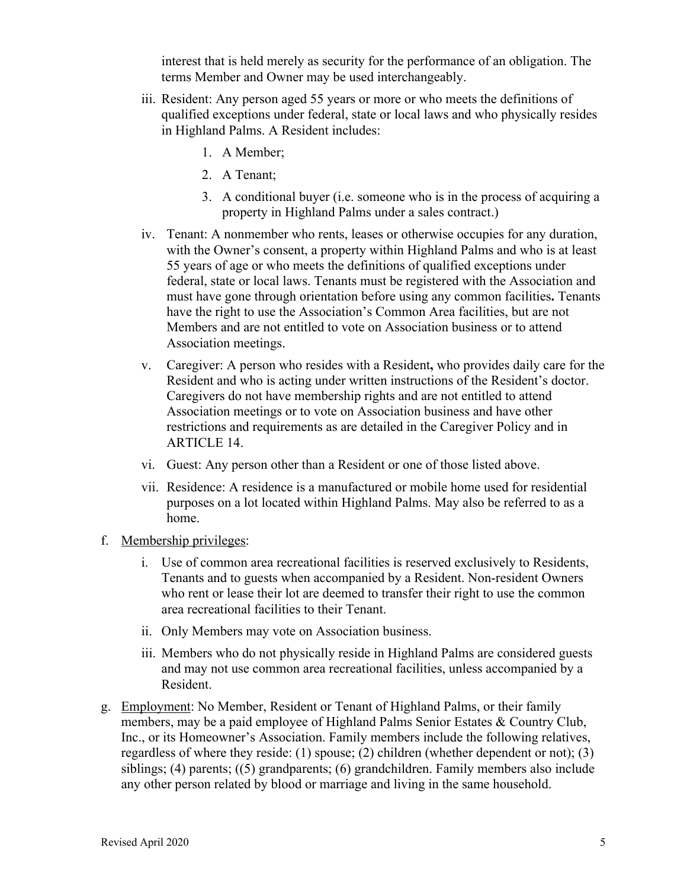interest that is held merely as security for the performance of an obligation. The terms Member and Owner may be used interchangeably.

iii. Resident: Any person aged 55 years or more or who meets the definitions of qualified exceptions under federal, state or local laws and who physically resides in Highland Palms. A Resident includes:

    1. A Member;
    2. A Tenant;
    3. A conditional buyer (i.e. someone who is in the process of acquiring a property in Highland Palms under a sales contract.)

iv. Tenant: A nonmember who rents, leases or otherwise occupies for any duration, with the Owner's consent, a property within Highland Palms and who is at least 55 years of age or who meets the definitions of qualified exceptions under federal, state or local laws. Tenants must be registered with the Association and must have gone through orientation before using any common facilities**.** Tenants have the right to use the Association's Common Area facilities, but are not Members and are not entitled to vote on Association business or to attend Association meetings.

v. Caregiver: A person who resides with a Resident**,** who provides daily care for the Resident and who is acting under written instructions of the Resident's doctor. Caregivers do not have membership rights and are not entitled to attend Association meetings or to vote on Association business and have other restrictions and requirements as are detailed in the Caregiver Policy and in ARTICLE 14.

vi. Guest: Any person other than a Resident or one of those listed above.

vii. Residence: A residence is a manufactured or mobile home used for residential purposes on a lot located within Highland Palms. May also be referred to as a home.

f. Membership privileges:

i. Use of common area recreational facilities is reserved exclusively to Residents, Tenants and to guests when accompanied by a Resident. Non-resident Owners who rent or lease their lot are deemed to transfer their right to use the common area recreational facilities to their Tenant.

ii. Only Members may vote on Association business.

iii. Members who do not physically reside in Highland Palms are considered guests and may not use common area recreational facilities, unless accompanied by a Resident.

g. Employment: No Member, Resident or Tenant of Highland Palms, or their family members, may be a paid employee of Highland Palms Senior Estates & Country Club, Inc., or its Homeowner's Association. Family members include the following relatives, regardless of where they reside: (1) spouse; (2) children (whether dependent or not); (3) siblings; (4) parents; ((5) grandparents; (6) grandchildren. Family members also include any other person related by blood or marriage and living in the same household.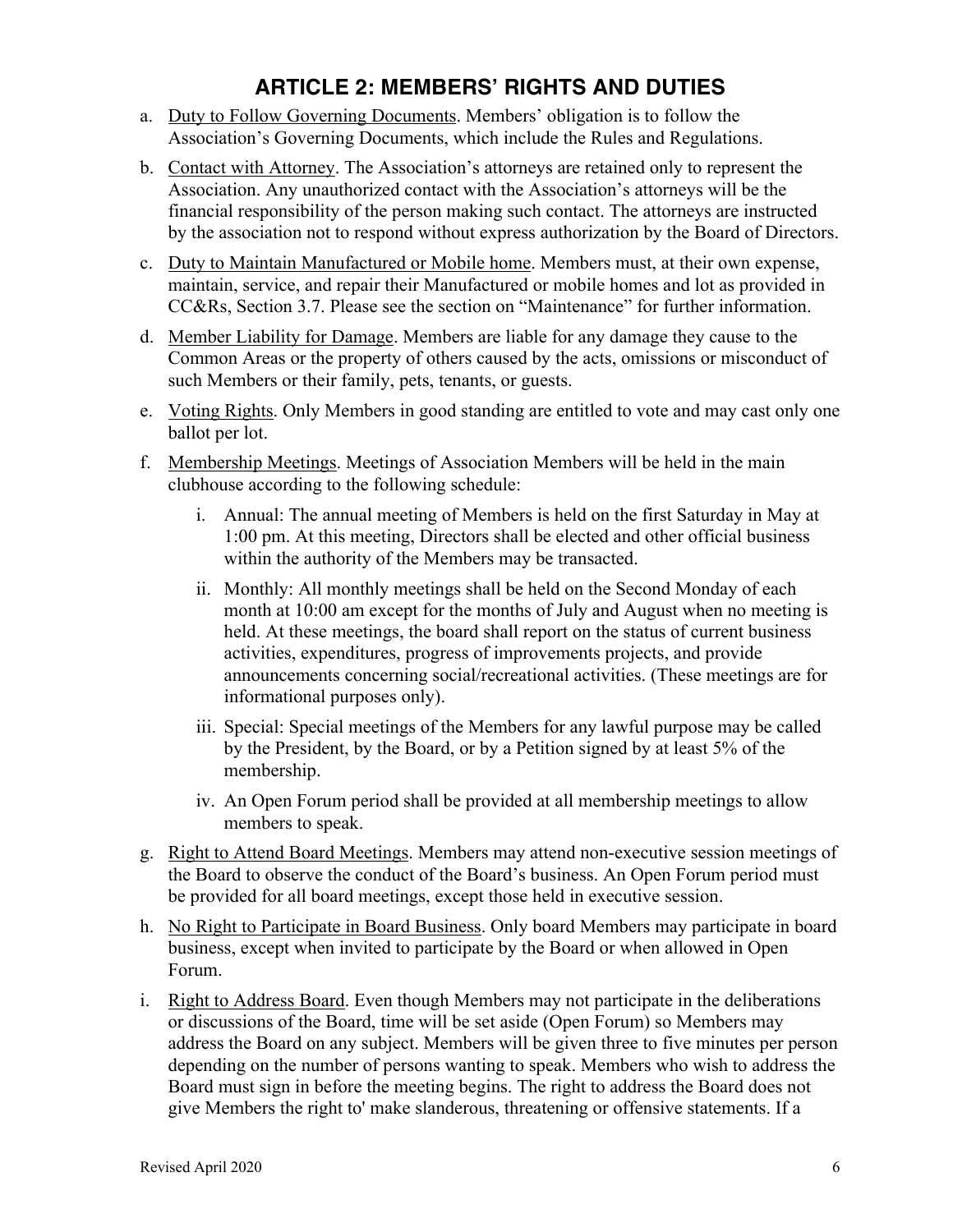# ARTICLE 2: MEMBERS' RIGHTS AND DUTIES

a. Duty to Follow Governing Documents. Members' obligation is to follow the Association's Governing Documents, which include the Rules and Regulations.

b. Contact with Attorney. The Association's attorneys are retained only to represent the Association. Any unauthorized contact with the Association's attorneys will be the financial responsibility of the person making such contact. The attorneys are instructed by the association not to respond without express authorization by the Board of Directors.

c. Duty to Maintain Manufactured or Mobile home. Members must, at their own expense, maintain, service, and repair their Manufactured or mobile homes and lot as provided in CC&Rs, Section 3.7. Please see the section on "Maintenance" for further information.

d. Member Liability for Damage. Members are liable for any damage they cause to the Common Areas or the property of others caused by the acts, omissions or misconduct of such Members or their family, pets, tenants, or guests.

e. Voting Rights. Only Members in good standing are entitled to vote and may cast only one ballot per lot.

f. Membership Meetings. Meetings of Association Members will be held in the main clubhouse according to the following schedule:

   i. Annual: The annual meeting of Members is held on the first Saturday in May at 1:00 pm. At this meeting, Directors shall be elected and other official business within the authority of the Members may be transacted.

   ii. Monthly: All monthly meetings shall be held on the Second Monday of each month at 10:00 am except for the months of July and August when no meeting is held. At these meetings, the board shall report on the status of current business activities, expenditures, progress of improvements projects, and provide announcements concerning social/recreational activities. (These meetings are for informational purposes only).

   iii. Special: Special meetings of the Members for any lawful purpose may be called by the President, by the Board, or by a Petition signed by at least 5% of the membership.

   iv. An Open Forum period shall be provided at all membership meetings to allow members to speak.

g. Right to Attend Board Meetings. Members may attend non-executive session meetings of the Board to observe the conduct of the Board's business. An Open Forum period must be provided for all board meetings, except those held in executive session.

h. No Right to Participate in Board Business. Only board Members may participate in board business, except when invited to participate by the Board or when allowed in Open Forum.

i. Right to Address Board. Even though Members may not participate in the deliberations or discussions of the Board, time will be set aside (Open Forum) so Members may address the Board on any subject. Members will be given three to five minutes per person depending on the number of persons wanting to speak. Members who wish to address the Board must sign in before the meeting begins. The right to address the Board does not give Members the right to' make slanderous, threatening or offensive statements. If a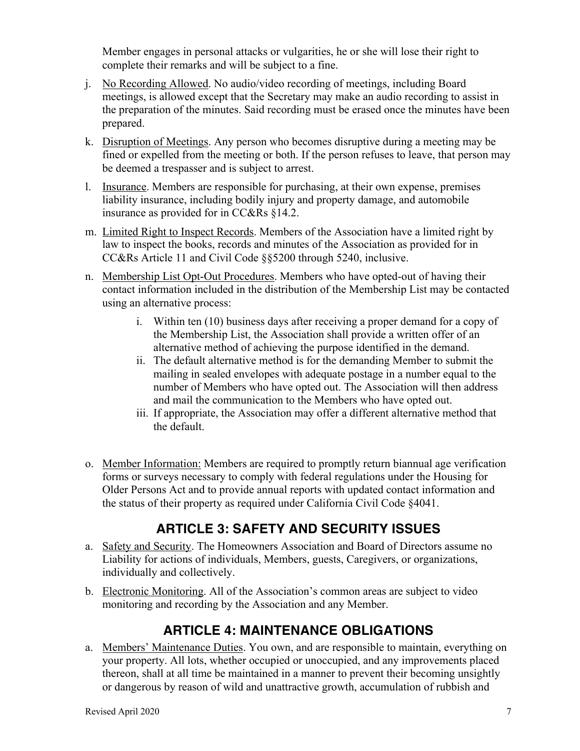Member engages in personal attacks or vulgarities, he or she will lose their right to complete their remarks and will be subject to a fine.

j. No Recording Allowed. No audio/video recording of meetings, including Board meetings, is allowed except that the Secretary may make an audio recording to assist in the preparation of the minutes. Said recording must be erased once the minutes have been prepared.

k. Disruption of Meetings. Any person who becomes disruptive during a meeting may be fined or expelled from the meeting or both. If the person refuses to leave, that person may be deemed a trespasser and is subject to arrest.

l. Insurance. Members are responsible for purchasing, at their own expense, premises liability insurance, including bodily injury and property damage, and automobile insurance as provided for in CC&Rs §14.2.

m. Limited Right to Inspect Records. Members of the Association have a limited right by law to inspect the books, records and minutes of the Association as provided for in CC&Rs Article 11 and Civil Code §§5200 through 5240, inclusive.

n. Membership List Opt-Out Procedures. Members who have opted-out of having their contact information included in the distribution of the Membership List may be contacted using an alternative process:

   i. Within ten (10) business days after receiving a proper demand for a copy of the Membership List, the Association shall provide a written offer of an alternative method of achieving the purpose identified in the demand.
   ii. The default alternative method is for the demanding Member to submit the mailing in sealed envelopes with adequate postage in a number equal to the number of Members who have opted out. The Association will then address and mail the communication to the Members who have opted out.
   iii. If appropriate, the Association may offer a different alternative method that the default.

o. Member Information: Members are required to promptly return biannual age verification forms or surveys necessary to comply with federal regulations under the Housing for Older Persons Act and to provide annual reports with updated contact information and the status of their property as required under California Civil Code §4041.

## ARTICLE 3: SAFETY AND SECURITY ISSUES

a. Safety and Security. The Homeowners Association and Board of Directors assume no Liability for actions of individuals, Members, guests, Caregivers, or organizations, individually and collectively.

b. Electronic Monitoring. All of the Association's common areas are subject to video monitoring and recording by the Association and any Member.

## ARTICLE 4: MAINTENANCE OBLIGATIONS

a. Members' Maintenance Duties. You own, and are responsible to maintain, everything on your property. All lots, whether occupied or unoccupied, and any improvements placed thereon, shall at all time be maintained in a manner to prevent their becoming unsightly or dangerous by reason of wild and unattractive growth, accumulation of rubbish and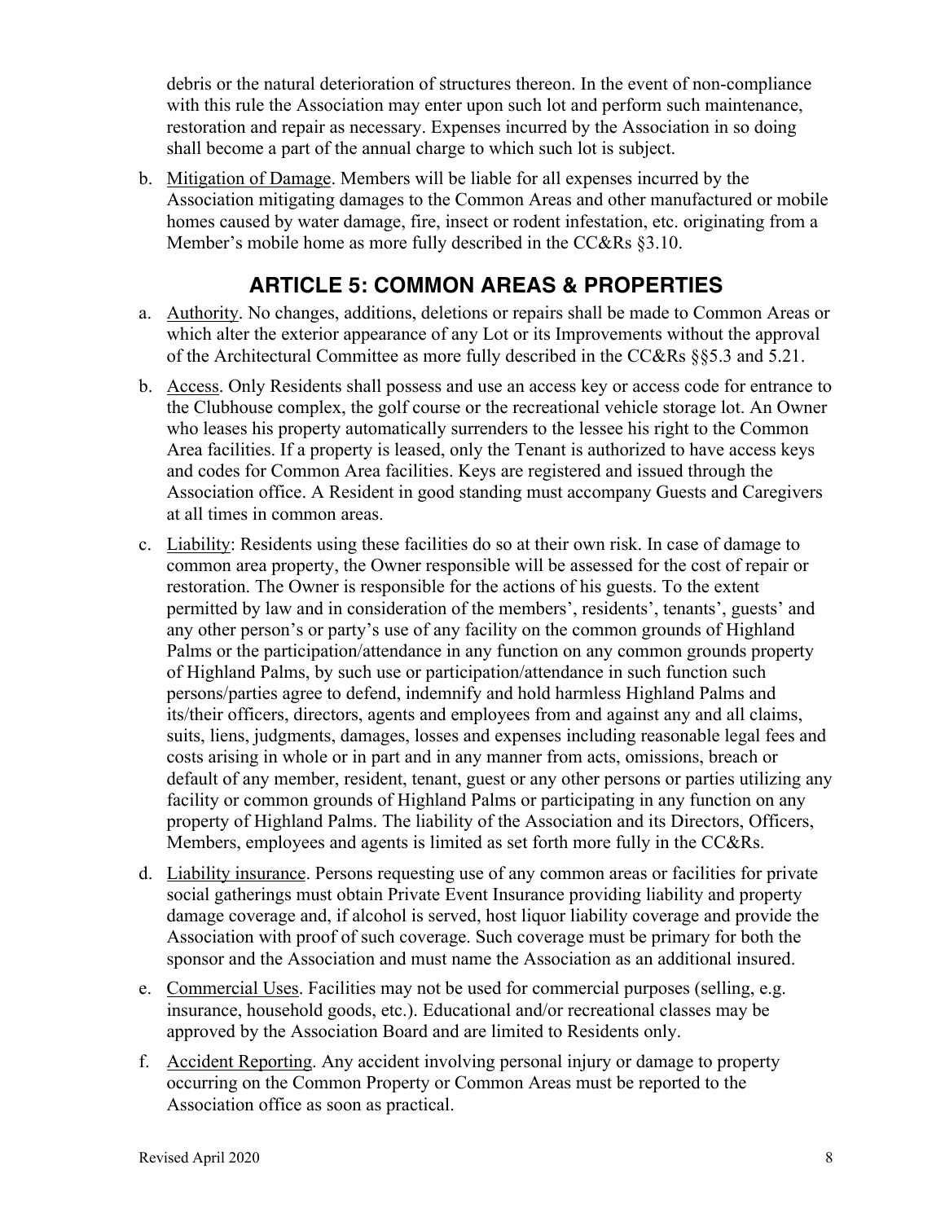debris or the natural deterioration of structures thereon. In the event of non-compliance with this rule the Association may enter upon such lot and perform such maintenance, restoration and repair as necessary. Expenses incurred by the Association in so doing shall become a part of the annual charge to which such lot is subject.

b. Mitigation of Damage. Members will be liable for all expenses incurred by the Association mitigating damages to the Common Areas and other manufactured or mobile homes caused by water damage, fire, insect or rodent infestation, etc. originating from a Member's mobile home as more fully described in the CC&Rs §3.10.

## ARTICLE 5: COMMON AREAS & PROPERTIES

a. Authority. No changes, additions, deletions or repairs shall be made to Common Areas or which alter the exterior appearance of any Lot or its Improvements without the approval of the Architectural Committee as more fully described in the CC&Rs §§5.3 and 5.21.

b. Access. Only Residents shall possess and use an access key or access code for entrance to the Clubhouse complex, the golf course or the recreational vehicle storage lot. An Owner who leases his property automatically surrenders to the lessee his right to the Common Area facilities. If a property is leased, only the Tenant is authorized to have access keys and codes for Common Area facilities. Keys are registered and issued through the Association office. A Resident in good standing must accompany Guests and Caregivers at all times in common areas.

c. Liability: Residents using these facilities do so at their own risk. In case of damage to common area property, the Owner responsible will be assessed for the cost of repair or restoration. The Owner is responsible for the actions of his guests. To the extent permitted by law and in consideration of the members', residents', tenants', guests' and any other person's or party's use of any facility on the common grounds of Highland Palms or the participation/attendance in any function on any common grounds property of Highland Palms, by such use or participation/attendance in such function such persons/parties agree to defend, indemnify and hold harmless Highland Palms and its/their officers, directors, agents and employees from and against any and all claims, suits, liens, judgments, damages, losses and expenses including reasonable legal fees and costs arising in whole or in part and in any manner from acts, omissions, breach or default of any member, resident, tenant, guest or any other persons or parties utilizing any facility or common grounds of Highland Palms or participating in any function on any property of Highland Palms. The liability of the Association and its Directors, Officers, Members, employees and agents is limited as set forth more fully in the CC&Rs.

d. Liability insurance. Persons requesting use of any common areas or facilities for private social gatherings must obtain Private Event Insurance providing liability and property damage coverage and, if alcohol is served, host liquor liability coverage and provide the Association with proof of such coverage. Such coverage must be primary for both the sponsor and the Association and must name the Association as an additional insured.

e. Commercial Uses. Facilities may not be used for commercial purposes (selling, e.g. insurance, household goods, etc.). Educational and/or recreational classes may be approved by the Association Board and are limited to Residents only.

f. Accident Reporting. Any accident involving personal injury or damage to property occurring on the Common Property or Common Areas must be reported to the Association office as soon as practical.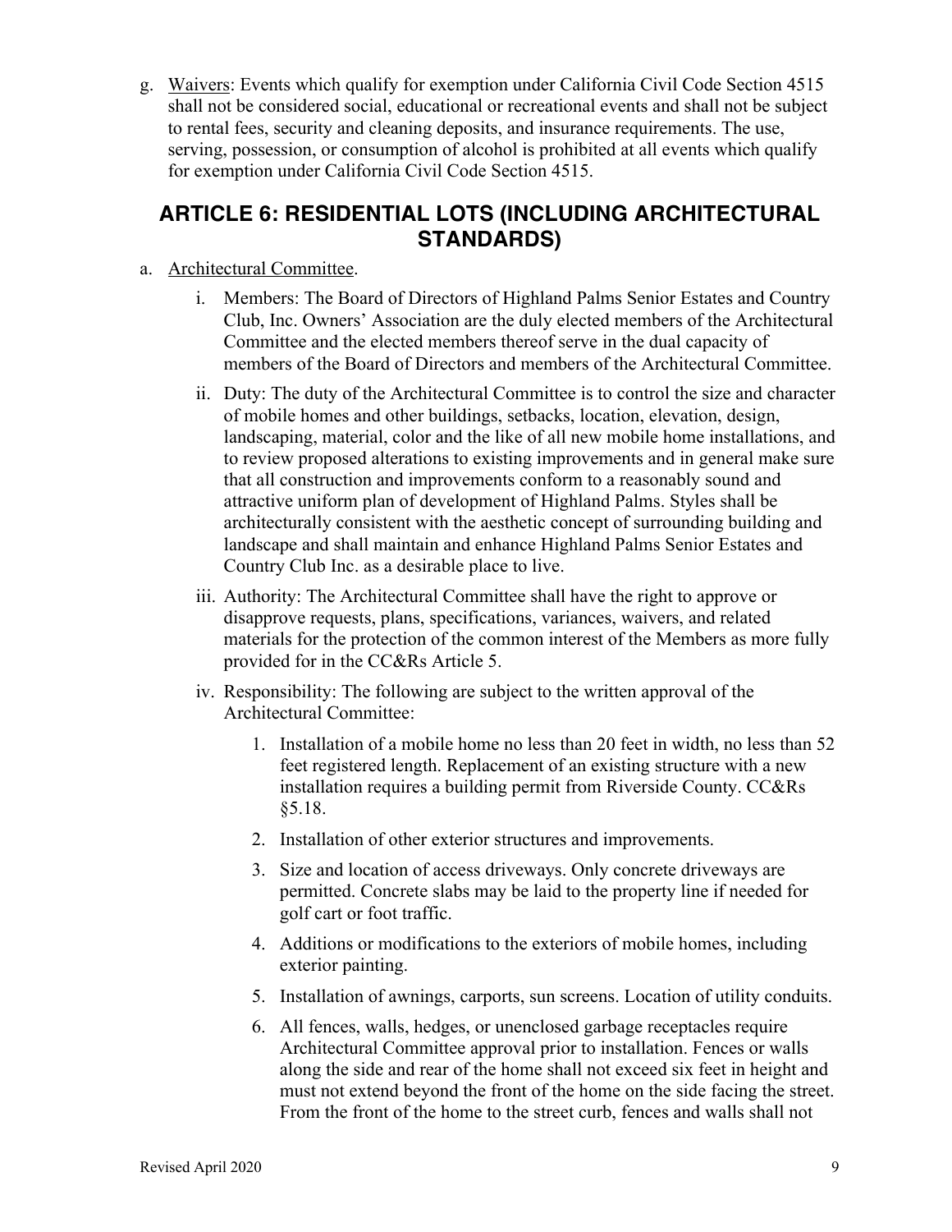g. Waivers: Events which qualify for exemption under California Civil Code Section 4515 shall not be considered social, educational or recreational events and shall not be subject to rental fees, security and cleaning deposits, and insurance requirements. The use, serving, possession, or consumption of alcohol is prohibited at all events which qualify for exemption under California Civil Code Section 4515.

## ARTICLE 6: RESIDENTIAL LOTS (INCLUDING ARCHITECTURAL STANDARDS)

a. Architectural Committee.

   i. Members: The Board of Directors of Highland Palms Senior Estates and Country Club, Inc. Owners' Association are the duly elected members of the Architectural Committee and the elected members thereof serve in the dual capacity of members of the Board of Directors and members of the Architectural Committee.

   ii. Duty: The duty of the Architectural Committee is to control the size and character of mobile homes and other buildings, setbacks, location, elevation, design, landscaping, material, color and the like of all new mobile home installations, and to review proposed alterations to existing improvements and in general make sure that all construction and improvements conform to a reasonably sound and attractive uniform plan of development of Highland Palms. Styles shall be architecturally consistent with the aesthetic concept of surrounding building and landscape and shall maintain and enhance Highland Palms Senior Estates and Country Club Inc. as a desirable place to live.

   iii. Authority: The Architectural Committee shall have the right to approve or disapprove requests, plans, specifications, variances, waivers, and related materials for the protection of the common interest of the Members as more fully provided for in the CC&Rs Article 5.

   iv. Responsibility: The following are subject to the written approval of the Architectural Committee:

      1. Installation of a mobile home no less than 20 feet in width, no less than 52 feet registered length. Replacement of an existing structure with a new installation requires a building permit from Riverside County. CC&Rs §5.18.

      2. Installation of other exterior structures and improvements.

      3. Size and location of access driveways. Only concrete driveways are permitted. Concrete slabs may be laid to the property line if needed for golf cart or foot traffic.

      4. Additions or modifications to the exteriors of mobile homes, including exterior painting.

      5. Installation of awnings, carports, sun screens. Location of utility conduits.

      6. All fences, walls, hedges, or unenclosed garbage receptacles require Architectural Committee approval prior to installation. Fences or walls along the side and rear of the home shall not exceed six feet in height and must not extend beyond the front of the home on the side facing the street. From the front of the home to the street curb, fences and walls shall not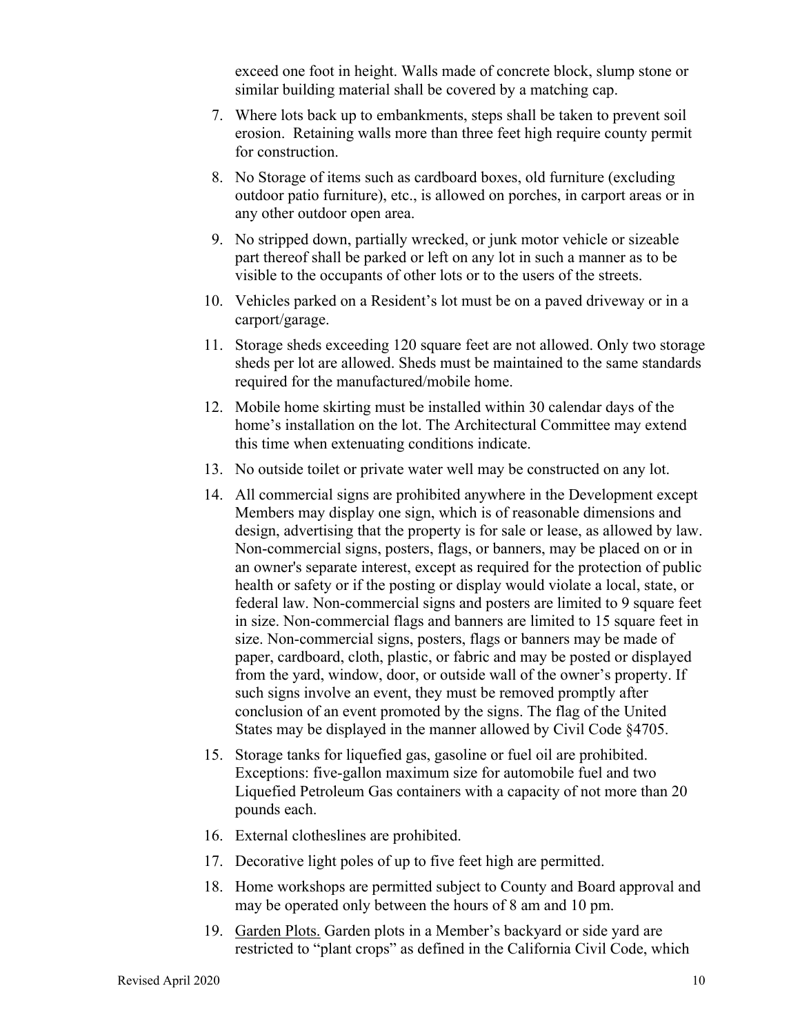exceed one foot in height. Walls made of concrete block, slump stone or similar building material shall be covered by a matching cap.

7. Where lots back up to embankments, steps shall be taken to prevent soil erosion. Retaining walls more than three feet high require county permit for construction.
8. No Storage of items such as cardboard boxes, old furniture (excluding outdoor patio furniture), etc., is allowed on porches, in carport areas or in any other outdoor open area.
9. No stripped down, partially wrecked, or junk motor vehicle or sizeable part thereof shall be parked or left on any lot in such a manner as to be visible to the occupants of other lots or to the users of the streets.
10. Vehicles parked on a Resident's lot must be on a paved driveway or in a carport/garage.
11. Storage sheds exceeding 120 square feet are not allowed. Only two storage sheds per lot are allowed. Sheds must be maintained to the same standards required for the manufactured/mobile home.
12. Mobile home skirting must be installed within 30 calendar days of the home's installation on the lot. The Architectural Committee may extend this time when extenuating conditions indicate.
13. No outside toilet or private water well may be constructed on any lot.
14. All commercial signs are prohibited anywhere in the Development except Members may display one sign, which is of reasonable dimensions and design, advertising that the property is for sale or lease, as allowed by law. Non-commercial signs, posters, flags, or banners, may be placed on or in an owner's separate interest, except as required for the protection of public health or safety or if the posting or display would violate a local, state, or federal law. Non-commercial signs and posters are limited to 9 square feet in size. Non-commercial flags and banners are limited to 15 square feet in size. Non-commercial signs, posters, flags or banners may be made of paper, cardboard, cloth, plastic, or fabric and may be posted or displayed from the yard, window, door, or outside wall of the owner's property. If such signs involve an event, they must be removed promptly after conclusion of an event promoted by the signs. The flag of the United States may be displayed in the manner allowed by Civil Code §4705.
15. Storage tanks for liquefied gas, gasoline or fuel oil are prohibited. Exceptions: five-gallon maximum size for automobile fuel and two Liquefied Petroleum Gas containers with a capacity of not more than 20 pounds each.
16. External clotheslines are prohibited.
17. Decorative light poles of up to five feet high are permitted.
18. Home workshops are permitted subject to County and Board approval and may be operated only between the hours of 8 am and 10 pm.
19. <u>Garden Plots.</u> Garden plots in a Member's backyard or side yard are restricted to "plant crops" as defined in the California Civil Code, which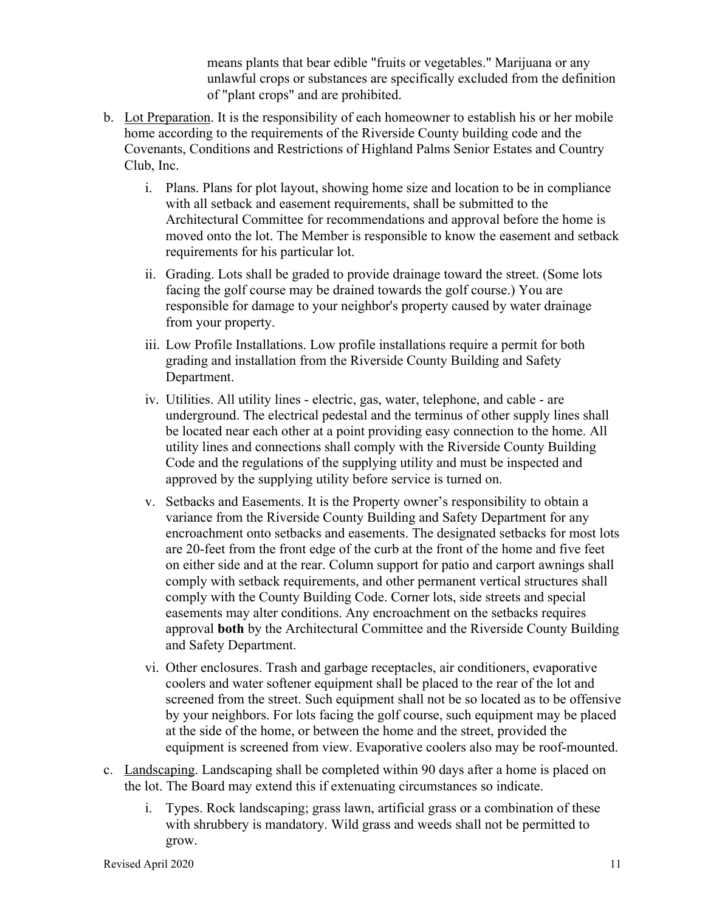means plants that bear edible "fruits or vegetables." Marijuana or any unlawful crops or substances are specifically excluded from the definition of "plant crops" and are prohibited.

b. Lot Preparation. It is the responsibility of each homeowner to establish his or her mobile home according to the requirements of the Riverside County building code and the Covenants, Conditions and Restrictions of Highland Palms Senior Estates and Country Club, Inc.

   i. Plans. Plans for plot layout, showing home size and location to be in compliance with all setback and easement requirements, shall be submitted to the Architectural Committee for recommendations and approval before the home is moved onto the lot. The Member is responsible to know the easement and setback requirements for his particular lot.

   ii. Grading. Lots shall be graded to provide drainage toward the street. (Some lots facing the golf course may be drained towards the golf course.) You are responsible for damage to your neighbor's property caused by water drainage from your property.

   iii. Low Profile Installations. Low profile installations require a permit for both grading and installation from the Riverside County Building and Safety Department.

   iv. Utilities. All utility lines - electric, gas, water, telephone, and cable - are underground. The electrical pedestal and the terminus of other supply lines shall be located near each other at a point providing easy connection to the home. All utility lines and connections shall comply with the Riverside County Building Code and the regulations of the supplying utility and must be inspected and approved by the supplying utility before service is turned on.

   v. Setbacks and Easements. It is the Property owner's responsibility to obtain a variance from the Riverside County Building and Safety Department for any encroachment onto setbacks and easements. The designated setbacks for most lots are 20-feet from the front edge of the curb at the front of the home and five feet on either side and at the rear. Column support for patio and carport awnings shall comply with setback requirements, and other permanent vertical structures shall comply with the County Building Code. Corner lots, side streets and special easements may alter conditions. Any encroachment on the setbacks requires approval **both** by the Architectural Committee and the Riverside County Building and Safety Department.

   vi. Other enclosures. Trash and garbage receptacles, air conditioners, evaporative coolers and water softener equipment shall be placed to the rear of the lot and screened from the street. Such equipment shall not be so located as to be offensive by your neighbors. For lots facing the golf course, such equipment may be placed at the side of the home, or between the home and the street, provided the equipment is screened from view. Evaporative coolers also may be roof-mounted.

c. Landscaping. Landscaping shall be completed within 90 days after a home is placed on the lot. The Board may extend this if extenuating circumstances so indicate.

   i. Types. Rock landscaping; grass lawn, artificial grass or a combination of these with shrubbery is mandatory. Wild grass and weeds shall not be permitted to grow.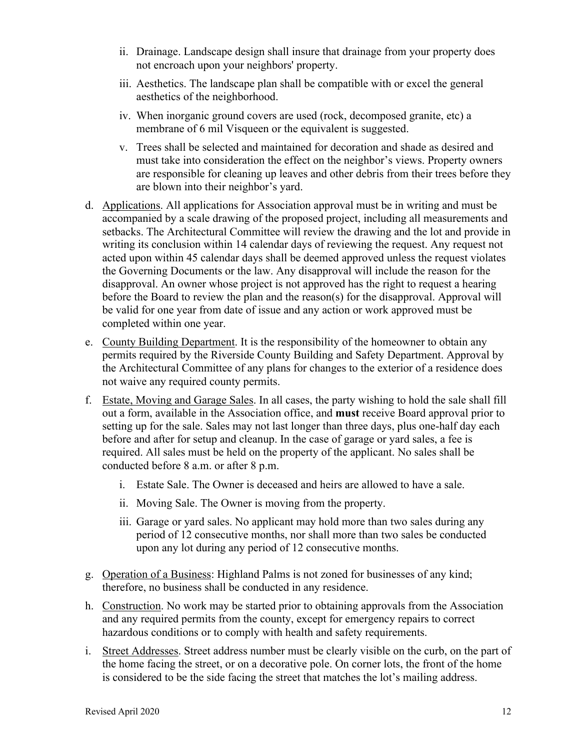ii. Drainage. Landscape design shall insure that drainage from your property does not encroach upon your neighbors' property.

iii. Aesthetics. The landscape plan shall be compatible with or excel the general aesthetics of the neighborhood.

iv. When inorganic ground covers are used (rock, decomposed granite, etc) a membrane of 6 mil Visqueen or the equivalent is suggested.

v. Trees shall be selected and maintained for decoration and shade as desired and must take into consideration the effect on the neighbor's views. Property owners are responsible for cleaning up leaves and other debris from their trees before they are blown into their neighbor's yard.

d. <u>Applications</u>. All applications for Association approval must be in writing and must be accompanied by a scale drawing of the proposed project, including all measurements and setbacks. The Architectural Committee will review the drawing and the lot and provide in writing its conclusion within 14 calendar days of reviewing the request. Any request not acted upon within 45 calendar days shall be deemed approved unless the request violates the Governing Documents or the law. Any disapproval will include the reason for the disapproval. An owner whose project is not approved has the right to request a hearing before the Board to review the plan and the reason(s) for the disapproval. Approval will be valid for one year from date of issue and any action or work approved must be completed within one year.

e. <u>County Building Department</u>. It is the responsibility of the homeowner to obtain any permits required by the Riverside County Building and Safety Department. Approval by the Architectural Committee of any plans for changes to the exterior of a residence does not waive any required county permits.

f. <u>Estate, Moving and Garage Sales</u>. In all cases, the party wishing to hold the sale shall fill out a form, available in the Association office, and **must** receive Board approval prior to setting up for the sale. Sales may not last longer than three days, plus one-half day each before and after for setup and cleanup. In the case of garage or yard sales, a fee is required. All sales must be held on the property of the applicant. No sales shall be conducted before 8 a.m. or after 8 p.m.

i. Estate Sale. The Owner is deceased and heirs are allowed to have a sale.

ii. Moving Sale. The Owner is moving from the property.

iii. Garage or yard sales. No applicant may hold more than two sales during any period of 12 consecutive months, nor shall more than two sales be conducted upon any lot during any period of 12 consecutive months.

g. <u>Operation of a Business</u>: Highland Palms is not zoned for businesses of any kind; therefore, no business shall be conducted in any residence.

h. <u>Construction</u>. No work may be started prior to obtaining approvals from the Association and any required permits from the county, except for emergency repairs to correct hazardous conditions or to comply with health and safety requirements.

i. <u>Street Addresses</u>. Street address number must be clearly visible on the curb, on the part of the home facing the street, or on a decorative pole. On corner lots, the front of the home is considered to be the side facing the street that matches the lot's mailing address.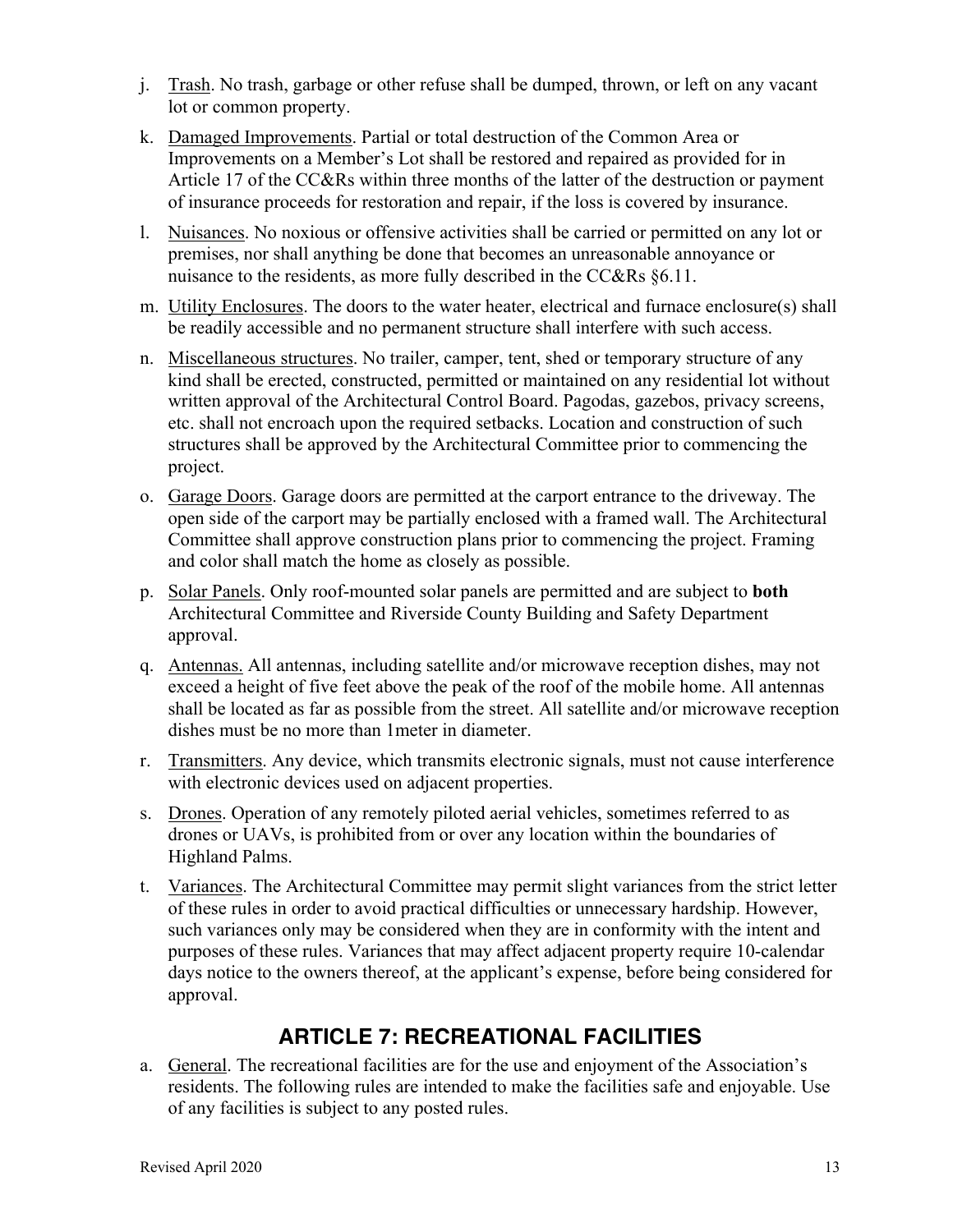j. <u>Trash</u>. No trash, garbage or other refuse shall be dumped, thrown, or left on any vacant lot or common property.

k. <u>Damaged Improvements</u>. Partial or total destruction of the Common Area or Improvements on a Member's Lot shall be restored and repaired as provided for in Article 17 of the CC&Rs within three months of the latter of the destruction or payment of insurance proceeds for restoration and repair, if the loss is covered by insurance.

l. <u>Nuisances</u>. No noxious or offensive activities shall be carried or permitted on any lot or premises, nor shall anything be done that becomes an unreasonable annoyance or nuisance to the residents, as more fully described in the CC&Rs §6.11.

m. <u>Utility Enclosures</u>. The doors to the water heater, electrical and furnace enclosure(s) shall be readily accessible and no permanent structure shall interfere with such access.

n. <u>Miscellaneous structures</u>. No trailer, camper, tent, shed or temporary structure of any kind shall be erected, constructed, permitted or maintained on any residential lot without written approval of the Architectural Control Board. Pagodas, gazebos, privacy screens, etc. shall not encroach upon the required setbacks. Location and construction of such structures shall be approved by the Architectural Committee prior to commencing the project.

o. <u>Garage Doors</u>. Garage doors are permitted at the carport entrance to the driveway. The open side of the carport may be partially enclosed with a framed wall. The Architectural Committee shall approve construction plans prior to commencing the project. Framing and color shall match the home as closely as possible.

p. <u>Solar Panels</u>. Only roof-mounted solar panels are permitted and are subject to **both** Architectural Committee and Riverside County Building and Safety Department approval.

q. <u>Antennas.</u> All antennas, including satellite and/or microwave reception dishes, may not exceed a height of five feet above the peak of the roof of the mobile home. All antennas shall be located as far as possible from the street. All satellite and/or microwave reception dishes must be no more than 1meter in diameter.

r. <u>Transmitters</u>. Any device, which transmits electronic signals, must not cause interference with electronic devices used on adjacent properties.

s. <u>Drones</u>. Operation of any remotely piloted aerial vehicles, sometimes referred to as drones or UAVs, is prohibited from or over any location within the boundaries of Highland Palms.

t. <u>Variances</u>. The Architectural Committee may permit slight variances from the strict letter of these rules in order to avoid practical difficulties or unnecessary hardship. However, such variances only may be considered when they are in conformity with the intent and purposes of these rules. Variances that may affect adjacent property require 10-calendar days notice to the owners thereof, at the applicant's expense, before being considered for approval.

## ARTICLE 7: RECREATIONAL FACILITIES

a. <u>General</u>. The recreational facilities are for the use and enjoyment of the Association's residents. The following rules are intended to make the facilities safe and enjoyable. Use of any facilities is subject to any posted rules.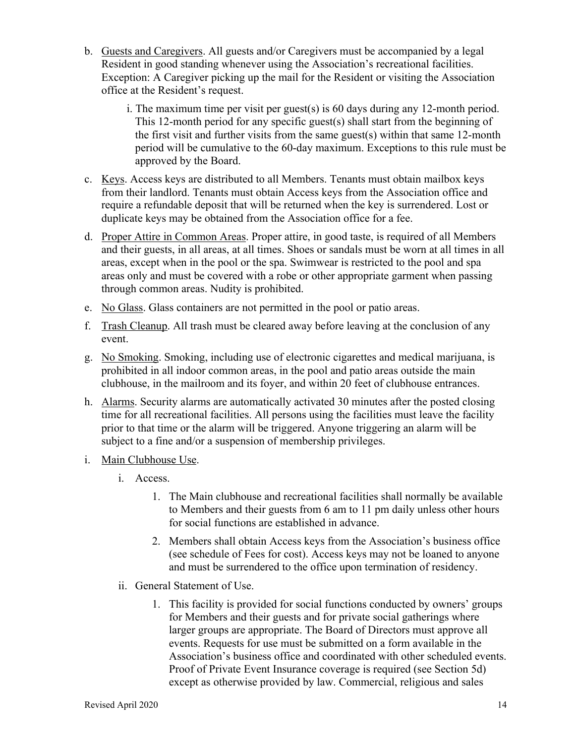b. Guests and Caregivers. All guests and/or Caregivers must be accompanied by a legal Resident in good standing whenever using the Association's recreational facilities. Exception: A Caregiver picking up the mail for the Resident or visiting the Association office at the Resident's request.

   i. The maximum time per visit per guest(s) is 60 days during any 12-month period. This 12-month period for any specific guest(s) shall start from the beginning of the first visit and further visits from the same guest(s) within that same 12-month period will be cumulative to the 60-day maximum. Exceptions to this rule must be approved by the Board.

c. Keys. Access keys are distributed to all Members. Tenants must obtain mailbox keys from their landlord. Tenants must obtain Access keys from the Association office and require a refundable deposit that will be returned when the key is surrendered. Lost or duplicate keys may be obtained from the Association office for a fee.

d. Proper Attire in Common Areas. Proper attire, in good taste, is required of all Members and their guests, in all areas, at all times. Shoes or sandals must be worn at all times in all areas, except when in the pool or the spa. Swimwear is restricted to the pool and spa areas only and must be covered with a robe or other appropriate garment when passing through common areas. Nudity is prohibited.

e. No Glass. Glass containers are not permitted in the pool or patio areas.

f. Trash Cleanup. All trash must be cleared away before leaving at the conclusion of any event.

g. No Smoking. Smoking, including use of electronic cigarettes and medical marijuana, is prohibited in all indoor common areas, in the pool and patio areas outside the main clubhouse, in the mailroom and its foyer, and within 20 feet of clubhouse entrances.

h. Alarms. Security alarms are automatically activated 30 minutes after the posted closing time for all recreational facilities. All persons using the facilities must leave the facility prior to that time or the alarm will be triggered. Anyone triggering an alarm will be subject to a fine and/or a suspension of membership privileges.

i. Main Clubhouse Use.

   i. Access.

      1. The Main clubhouse and recreational facilities shall normally be available to Members and their guests from 6 am to 11 pm daily unless other hours for social functions are established in advance.

      2. Members shall obtain Access keys from the Association's business office (see schedule of Fees for cost). Access keys may not be loaned to anyone and must be surrendered to the office upon termination of residency.

   ii. General Statement of Use.

      1. This facility is provided for social functions conducted by owners' groups for Members and their guests and for private social gatherings where larger groups are appropriate. The Board of Directors must approve all events. Requests for use must be submitted on a form available in the Association's business office and coordinated with other scheduled events. Proof of Private Event Insurance coverage is required (see Section 5d) except as otherwise provided by law. Commercial, religious and sales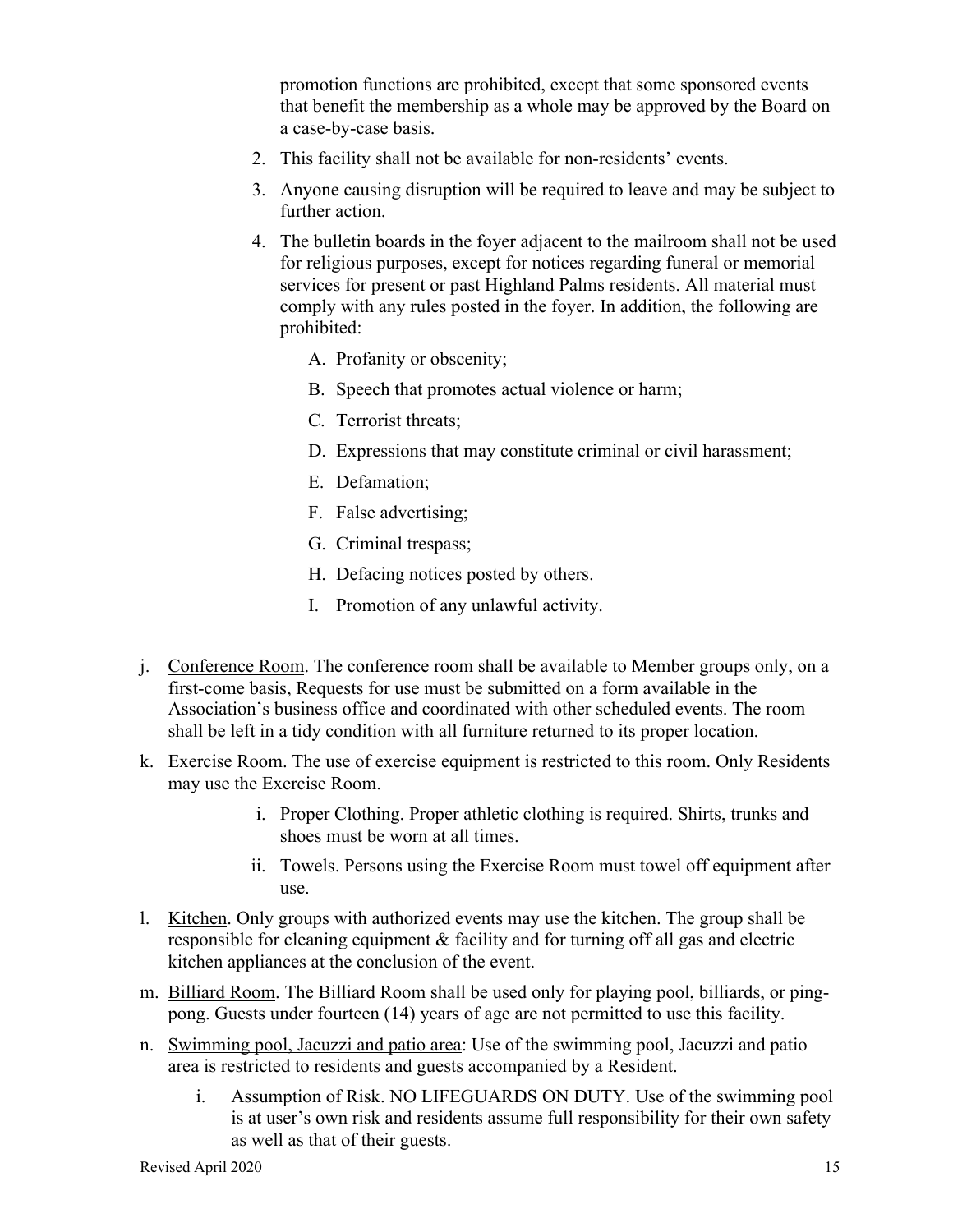promotion functions are prohibited, except that some sponsored events that benefit the membership as a whole may be approved by the Board on a case-by-case basis.

2. This facility shall not be available for non-residents' events.
3. Anyone causing disruption will be required to leave and may be subject to further action.
4. The bulletin boards in the foyer adjacent to the mailroom shall not be used for religious purposes, except for notices regarding funeral or memorial services for present or past Highland Palms residents. All material must comply with any rules posted in the foyer. In addition, the following are prohibited:

    A. Profanity or obscenity;

    B. Speech that promotes actual violence or harm;

    C. Terrorist threats;

    D. Expressions that may constitute criminal or civil harassment;

    E. Defamation;

    F. False advertising;

    G. Criminal trespass;

    H. Defacing notices posted by others.

    I. Promotion of any unlawful activity.

j. <u>Conference Room</u>. The conference room shall be available to Member groups only, on a first-come basis, Requests for use must be submitted on a form available in the Association's business office and coordinated with other scheduled events. The room shall be left in a tidy condition with all furniture returned to its proper location.

k. <u>Exercise Room</u>. The use of exercise equipment is restricted to this room. Only Residents may use the Exercise Room.

    i. Proper Clothing. Proper athletic clothing is required. Shirts, trunks and shoes must be worn at all times.

    ii. Towels. Persons using the Exercise Room must towel off equipment after use.

l. <u>Kitchen</u>. Only groups with authorized events may use the kitchen. The group shall be responsible for cleaning equipment & facility and for turning off all gas and electric kitchen appliances at the conclusion of the event.

m. <u>Billiard Room</u>. The Billiard Room shall be used only for playing pool, billiards, or ping-pong. Guests under fourteen (14) years of age are not permitted to use this facility.

n. <u>Swimming pool, Jacuzzi and patio area</u>: Use of the swimming pool, Jacuzzi and patio area is restricted to residents and guests accompanied by a Resident.

    i. Assumption of Risk. NO LIFEGUARDS ON DUTY. Use of the swimming pool is at user's own risk and residents assume full responsibility for their own safety as well as that of their guests.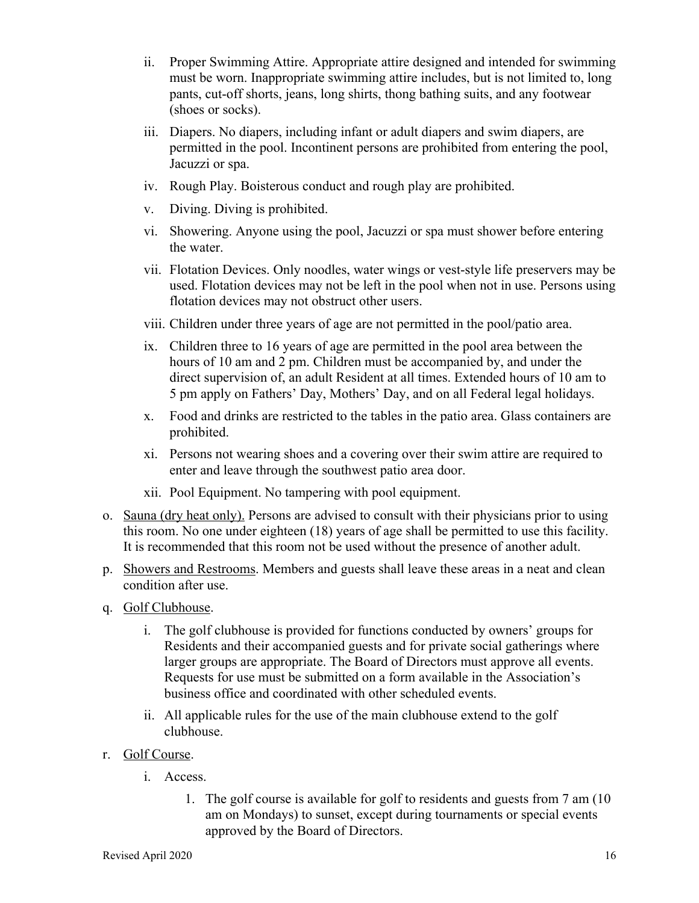ii. Proper Swimming Attire. Appropriate attire designed and intended for swimming must be worn. Inappropriate swimming attire includes, but is not limited to, long pants, cut-off shorts, jeans, long shirts, thong bathing suits, and any footwear (shoes or socks).

iii. Diapers. No diapers, including infant or adult diapers and swim diapers, are permitted in the pool. Incontinent persons are prohibited from entering the pool, Jacuzzi or spa.

iv. Rough Play. Boisterous conduct and rough play are prohibited.

v. Diving. Diving is prohibited.

vi. Showering. Anyone using the pool, Jacuzzi or spa must shower before entering the water.

vii. Flotation Devices. Only noodles, water wings or vest-style life preservers may be used. Flotation devices may not be left in the pool when not in use. Persons using flotation devices may not obstruct other users.

viii. Children under three years of age are not permitted in the pool/patio area.

ix. Children three to 16 years of age are permitted in the pool area between the hours of 10 am and 2 pm. Children must be accompanied by, and under the direct supervision of, an adult Resident at all times. Extended hours of 10 am to 5 pm apply on Fathers' Day, Mothers' Day, and on all Federal legal holidays.

x. Food and drinks are restricted to the tables in the patio area. Glass containers are prohibited.

xi. Persons not wearing shoes and a covering over their swim attire are required to enter and leave through the southwest patio area door.

xii. Pool Equipment. No tampering with pool equipment.

o. Sauna (dry heat only). Persons are advised to consult with their physicians prior to using this room. No one under eighteen (18) years of age shall be permitted to use this facility. It is recommended that this room not be used without the presence of another adult.

p. Showers and Restrooms. Members and guests shall leave these areas in a neat and clean condition after use.

q. Golf Clubhouse.

   i. The golf clubhouse is provided for functions conducted by owners' groups for Residents and their accompanied guests and for private social gatherings where larger groups are appropriate. The Board of Directors must approve all events. Requests for use must be submitted on a form available in the Association's business office and coordinated with other scheduled events.

   ii. All applicable rules for the use of the main clubhouse extend to the golf clubhouse.

r. Golf Course.

   i. Access.

      1. The golf course is available for golf to residents and guests from 7 am (10 am on Mondays) to sunset, except during tournaments or special events approved by the Board of Directors.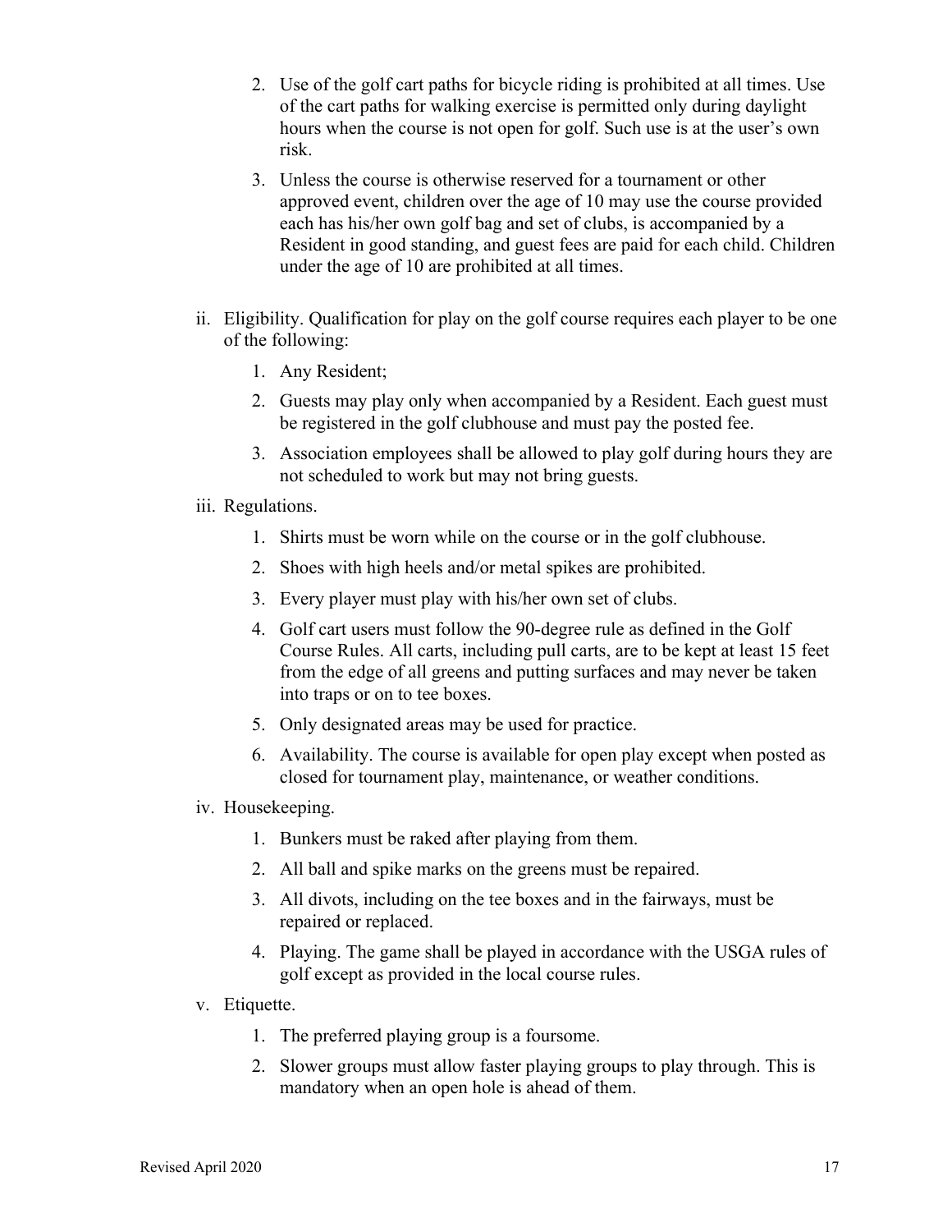2. Use of the golf cart paths for bicycle riding is prohibited at all times. Use of the cart paths for walking exercise is permitted only during daylight hours when the course is not open for golf. Such use is at the user's own risk.
3. Unless the course is otherwise reserved for a tournament or other approved event, children over the age of 10 may use the course provided each has his/her own golf bag and set of clubs, is accompanied by a Resident in good standing, and guest fees are paid for each child. Children under the age of 10 are prohibited at all times.

ii. Eligibility. Qualification for play on the golf course requires each player to be one of the following:

1. Any Resident;
2. Guests may play only when accompanied by a Resident. Each guest must be registered in the golf clubhouse and must pay the posted fee.
3. Association employees shall be allowed to play golf during hours they are not scheduled to work but may not bring guests.

iii. Regulations.

1. Shirts must be worn while on the course or in the golf clubhouse.
2. Shoes with high heels and/or metal spikes are prohibited.
3. Every player must play with his/her own set of clubs.
4. Golf cart users must follow the 90-degree rule as defined in the Golf Course Rules. All carts, including pull carts, are to be kept at least 15 feet from the edge of all greens and putting surfaces and may never be taken into traps or on to tee boxes.
5. Only designated areas may be used for practice.
6. Availability. The course is available for open play except when posted as closed for tournament play, maintenance, or weather conditions.

iv. Housekeeping.

1. Bunkers must be raked after playing from them.
2. All ball and spike marks on the greens must be repaired.
3. All divots, including on the tee boxes and in the fairways, must be repaired or replaced.
4. Playing. The game shall be played in accordance with the USGA rules of golf except as provided in the local course rules.

v. Etiquette.

1. The preferred playing group is a foursome.
2. Slower groups must allow faster playing groups to play through. This is mandatory when an open hole is ahead of them.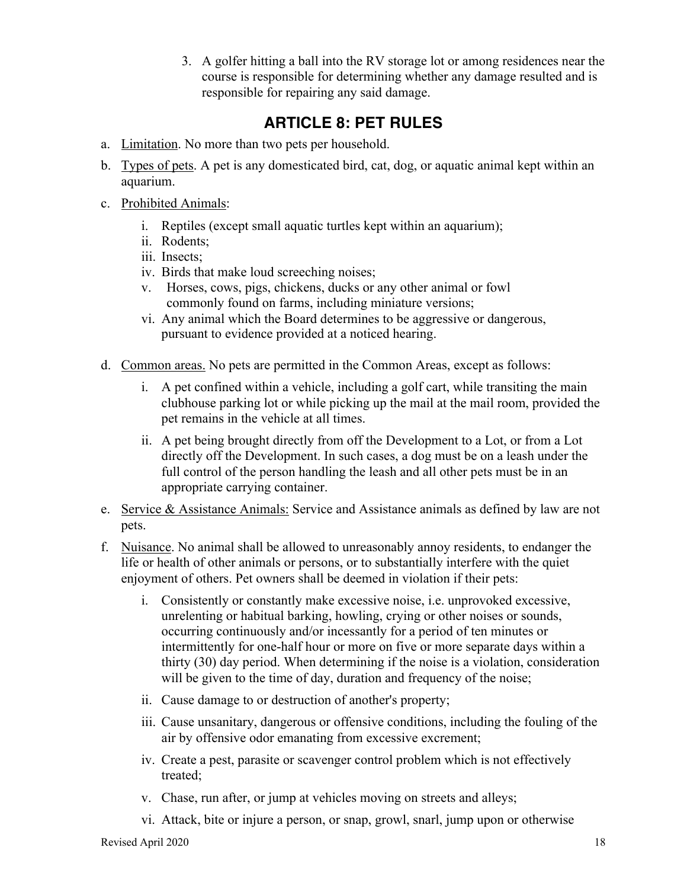3. A golfer hitting a ball into the RV storage lot or among residences near the course is responsible for determining whether any damage resulted and is responsible for repairing any said damage.

## ARTICLE 8: PET RULES

a. Limitation. No more than two pets per household.

b. Types of pets. A pet is any domesticated bird, cat, dog, or aquatic animal kept within an aquarium.

c. Prohibited Animals:

   i. Reptiles (except small aquatic turtles kept within an aquarium);
   ii. Rodents;
   iii. Insects;
   iv. Birds that make loud screeching noises;
   v. Horses, cows, pigs, chickens, ducks or any other animal or fowl commonly found on farms, including miniature versions;
   vi. Any animal which the Board determines to be aggressive or dangerous, pursuant to evidence provided at a noticed hearing.

d. Common areas. No pets are permitted in the Common Areas, except as follows:

   i. A pet confined within a vehicle, including a golf cart, while transiting the main clubhouse parking lot or while picking up the mail at the mail room, provided the pet remains in the vehicle at all times.

   ii. A pet being brought directly from off the Development to a Lot, or from a Lot directly off the Development. In such cases, a dog must be on a leash under the full control of the person handling the leash and all other pets must be in an appropriate carrying container.

e. Service & Assistance Animals: Service and Assistance animals as defined by law are not pets.

f. Nuisance. No animal shall be allowed to unreasonably annoy residents, to endanger the life or health of other animals or persons, or to substantially interfere with the quiet enjoyment of others. Pet owners shall be deemed in violation if their pets:

   i. Consistently or constantly make excessive noise, i.e. unprovoked excessive, unrelenting or habitual barking, howling, crying or other noises or sounds, occurring continuously and/or incessantly for a period of ten minutes or intermittently for one-half hour or more on five or more separate days within a thirty (30) day period. When determining if the noise is a violation, consideration will be given to the time of day, duration and frequency of the noise;

   ii. Cause damage to or destruction of another's property;

   iii. Cause unsanitary, dangerous or offensive conditions, including the fouling of the air by offensive odor emanating from excessive excrement;

   iv. Create a pest, parasite or scavenger control problem which is not effectively treated;

   v. Chase, run after, or jump at vehicles moving on streets and alleys;

   vi. Attack, bite or injure a person, or snap, growl, snarl, jump upon or otherwise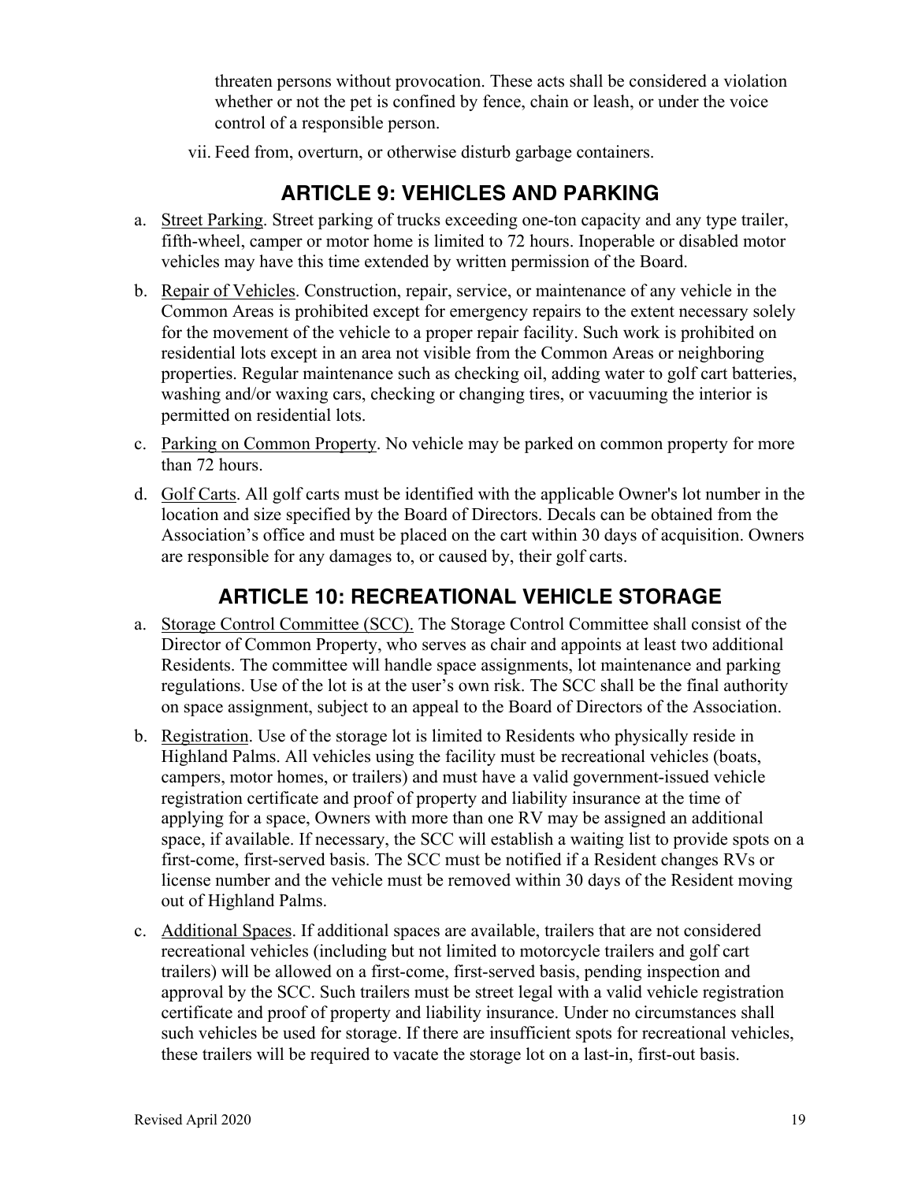threaten persons without provocation. These acts shall be considered a violation whether or not the pet is confined by fence, chain or leash, or under the voice control of a responsible person.

vii. Feed from, overturn, or otherwise disturb garbage containers.

## ARTICLE 9: VEHICLES AND PARKING

a. Street Parking. Street parking of trucks exceeding one-ton capacity and any type trailer, fifth-wheel, camper or motor home is limited to 72 hours. Inoperable or disabled motor vehicles may have this time extended by written permission of the Board.

b. Repair of Vehicles. Construction, repair, service, or maintenance of any vehicle in the Common Areas is prohibited except for emergency repairs to the extent necessary solely for the movement of the vehicle to a proper repair facility. Such work is prohibited on residential lots except in an area not visible from the Common Areas or neighboring properties. Regular maintenance such as checking oil, adding water to golf cart batteries, washing and/or waxing cars, checking or changing tires, or vacuuming the interior is permitted on residential lots.

c. Parking on Common Property. No vehicle may be parked on common property for more than 72 hours.

d. Golf Carts. All golf carts must be identified with the applicable Owner's lot number in the location and size specified by the Board of Directors. Decals can be obtained from the Association's office and must be placed on the cart within 30 days of acquisition. Owners are responsible for any damages to, or caused by, their golf carts.

## ARTICLE 10: RECREATIONAL VEHICLE STORAGE

a. Storage Control Committee (SCC). The Storage Control Committee shall consist of the Director of Common Property, who serves as chair and appoints at least two additional Residents. The committee will handle space assignments, lot maintenance and parking regulations. Use of the lot is at the user's own risk. The SCC shall be the final authority on space assignment, subject to an appeal to the Board of Directors of the Association.

b. Registration. Use of the storage lot is limited to Residents who physically reside in Highland Palms. All vehicles using the facility must be recreational vehicles (boats, campers, motor homes, or trailers) and must have a valid government-issued vehicle registration certificate and proof of property and liability insurance at the time of applying for a space, Owners with more than one RV may be assigned an additional space, if available. If necessary, the SCC will establish a waiting list to provide spots on a first-come, first-served basis. The SCC must be notified if a Resident changes RVs or license number and the vehicle must be removed within 30 days of the Resident moving out of Highland Palms.

c. Additional Spaces. If additional spaces are available, trailers that are not considered recreational vehicles (including but not limited to motorcycle trailers and golf cart trailers) will be allowed on a first-come, first-served basis, pending inspection and approval by the SCC. Such trailers must be street legal with a valid vehicle registration certificate and proof of property and liability insurance. Under no circumstances shall such vehicles be used for storage. If there are insufficient spots for recreational vehicles, these trailers will be required to vacate the storage lot on a last-in, first-out basis.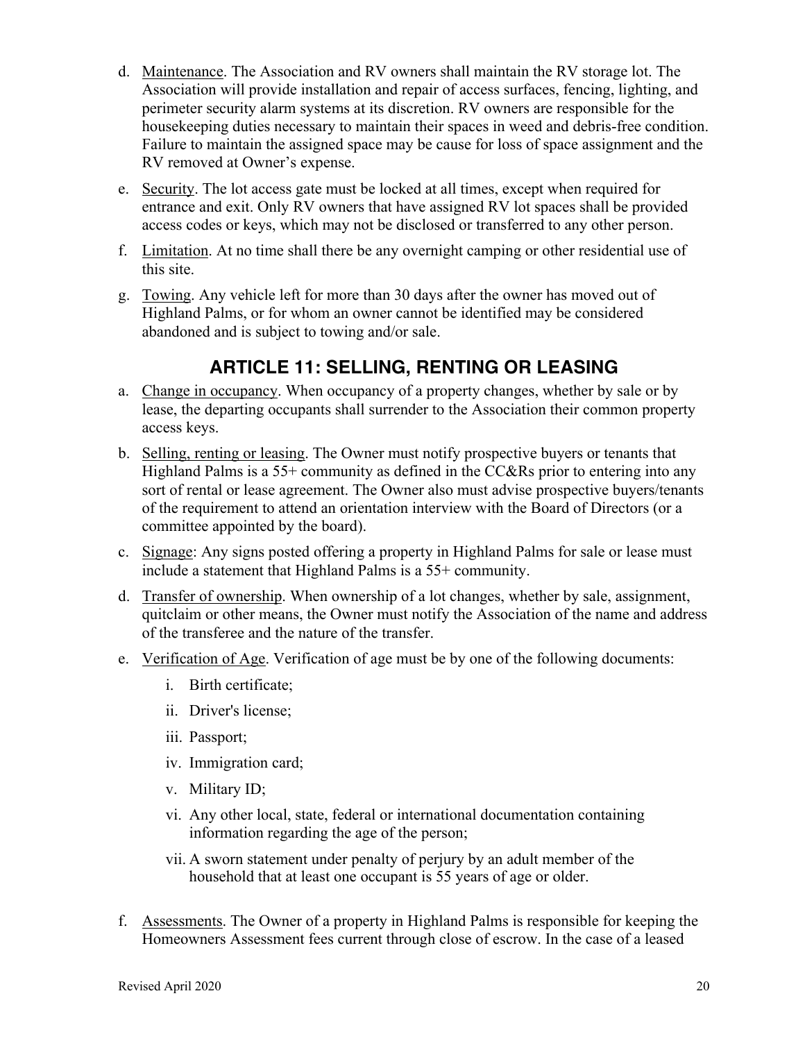d. Maintenance. The Association and RV owners shall maintain the RV storage lot. The Association will provide installation and repair of access surfaces, fencing, lighting, and perimeter security alarm systems at its discretion. RV owners are responsible for the housekeeping duties necessary to maintain their spaces in weed and debris-free condition. Failure to maintain the assigned space may be cause for loss of space assignment and the RV removed at Owner's expense.

e. Security. The lot access gate must be locked at all times, except when required for entrance and exit. Only RV owners that have assigned RV lot spaces shall be provided access codes or keys, which may not be disclosed or transferred to any other person.

f. Limitation. At no time shall there be any overnight camping or other residential use of this site.

g. Towing. Any vehicle left for more than 30 days after the owner has moved out of Highland Palms, or for whom an owner cannot be identified may be considered abandoned and is subject to towing and/or sale.

## ARTICLE 11: SELLING, RENTING OR LEASING

a. Change in occupancy. When occupancy of a property changes, whether by sale or by lease, the departing occupants shall surrender to the Association their common property access keys.

b. Selling, renting or leasing. The Owner must notify prospective buyers or tenants that Highland Palms is a 55+ community as defined in the CC&Rs prior to entering into any sort of rental or lease agreement. The Owner also must advise prospective buyers/tenants of the requirement to attend an orientation interview with the Board of Directors (or a committee appointed by the board).

c. Signage: Any signs posted offering a property in Highland Palms for sale or lease must include a statement that Highland Palms is a 55+ community.

d. Transfer of ownership. When ownership of a lot changes, whether by sale, assignment, quitclaim or other means, the Owner must notify the Association of the name and address of the transferee and the nature of the transfer.

e. Verification of Age. Verification of age must be by one of the following documents:

   i. Birth certificate;

   ii. Driver's license;

   iii. Passport;

   iv. Immigration card;

   v. Military ID;

   vi. Any other local, state, federal or international documentation containing information regarding the age of the person;

   vii. A sworn statement under penalty of perjury by an adult member of the household that at least one occupant is 55 years of age or older.

f. Assessments. The Owner of a property in Highland Palms is responsible for keeping the Homeowners Assessment fees current through close of escrow. In the case of a leased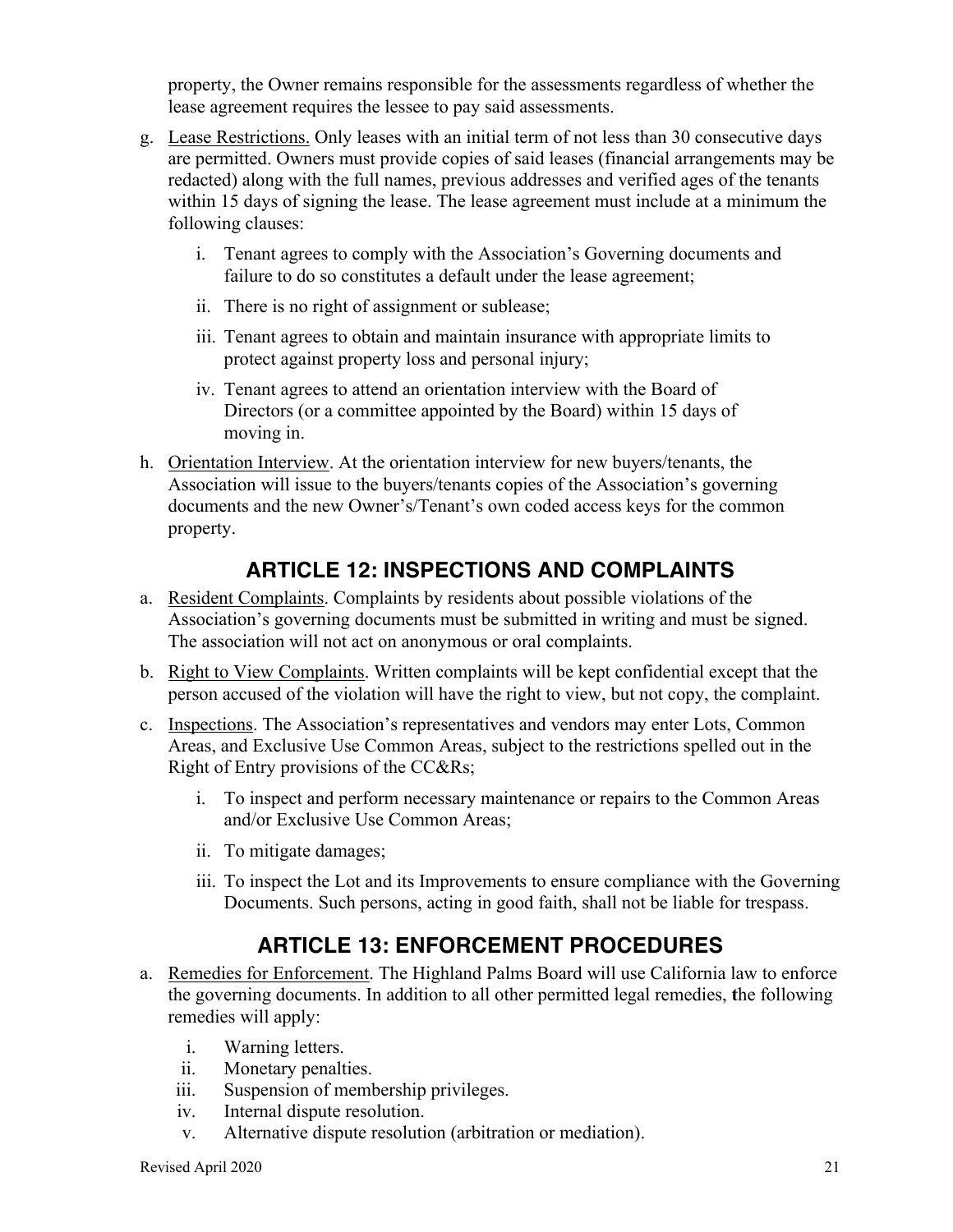property, the Owner remains responsible for the assessments regardless of whether the lease agreement requires the lessee to pay said assessments.

g. Lease Restrictions. Only leases with an initial term of not less than 30 consecutive days are permitted. Owners must provide copies of said leases (financial arrangements may be redacted) along with the full names, previous addresses and verified ages of the tenants within 15 days of signing the lease. The lease agreement must include at a minimum the following clauses:

   i. Tenant agrees to comply with the Association's Governing documents and failure to do so constitutes a default under the lease agreement;

   ii. There is no right of assignment or sublease;

   iii. Tenant agrees to obtain and maintain insurance with appropriate limits to protect against property loss and personal injury;

   iv. Tenant agrees to attend an orientation interview with the Board of Directors (or a committee appointed by the Board) within 15 days of moving in.

h. Orientation Interview. At the orientation interview for new buyers/tenants, the Association will issue to the buyers/tenants copies of the Association's governing documents and the new Owner's/Tenant's own coded access keys for the common property.

## ARTICLE 12: INSPECTIONS AND COMPLAINTS

a. Resident Complaints. Complaints by residents about possible violations of the Association's governing documents must be submitted in writing and must be signed. The association will not act on anonymous or oral complaints.

b. Right to View Complaints. Written complaints will be kept confidential except that the person accused of the violation will have the right to view, but not copy, the complaint.

c. Inspections. The Association's representatives and vendors may enter Lots, Common Areas, and Exclusive Use Common Areas, subject to the restrictions spelled out in the Right of Entry provisions of the CC&Rs;

   i. To inspect and perform necessary maintenance or repairs to the Common Areas and/or Exclusive Use Common Areas;

   ii. To mitigate damages;

   iii. To inspect the Lot and its Improvements to ensure compliance with the Governing Documents. Such persons, acting in good faith, shall not be liable for trespass.

## ARTICLE 13: ENFORCEMENT PROCEDURES

a. Remedies for Enforcement. The Highland Palms Board will use California law to enforce the governing documents. In addition to all other permitted legal remedies, the following remedies will apply:

   i. Warning letters.
   ii. Monetary penalties.
   iii. Suspension of membership privileges.
   iv. Internal dispute resolution.
   v. Alternative dispute resolution (arbitration or mediation).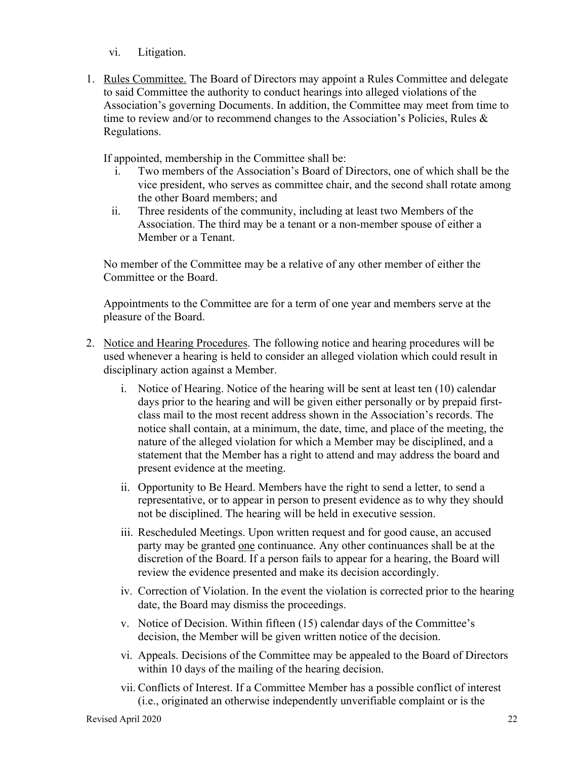vi. Litigation.

1. Rules Committee. The Board of Directors may appoint a Rules Committee and delegate to said Committee the authority to conduct hearings into alleged violations of the Association's governing Documents. In addition, the Committee may meet from time to time to review and/or to recommend changes to the Association's Policies, Rules & Regulations.

   If appointed, membership in the Committee shall be:

   i. Two members of the Association's Board of Directors, one of which shall be the vice president, who serves as committee chair, and the second shall rotate among the other Board members; and
   ii. Three residents of the community, including at least two Members of the Association. The third may be a tenant or a non-member spouse of either a Member or a Tenant.

   No member of the Committee may be a relative of any other member of either the Committee or the Board.

   Appointments to the Committee are for a term of one year and members serve at the pleasure of the Board.

2. Notice and Hearing Procedures. The following notice and hearing procedures will be used whenever a hearing is held to consider an alleged violation which could result in disciplinary action against a Member.

   i. Notice of Hearing. Notice of the hearing will be sent at least ten (10) calendar days prior to the hearing and will be given either personally or by prepaid first-class mail to the most recent address shown in the Association's records. The notice shall contain, at a minimum, the date, time, and place of the meeting, the nature of the alleged violation for which a Member may be disciplined, and a statement that the Member has a right to attend and may address the board and present evidence at the meeting.

   ii. Opportunity to Be Heard. Members have the right to send a letter, to send a representative, or to appear in person to present evidence as to why they should not be disciplined. The hearing will be held in executive session.

   iii. Rescheduled Meetings. Upon written request and for good cause, an accused party may be granted one continuance. Any other continuances shall be at the discretion of the Board. If a person fails to appear for a hearing, the Board will review the evidence presented and make its decision accordingly.

   iv. Correction of Violation. In the event the violation is corrected prior to the hearing date, the Board may dismiss the proceedings.

   v. Notice of Decision. Within fifteen (15) calendar days of the Committee's decision, the Member will be given written notice of the decision.

   vi. Appeals. Decisions of the Committee may be appealed to the Board of Directors within 10 days of the mailing of the hearing decision.

   vii. Conflicts of Interest. If a Committee Member has a possible conflict of interest (i.e., originated an otherwise independently unverifiable complaint or is the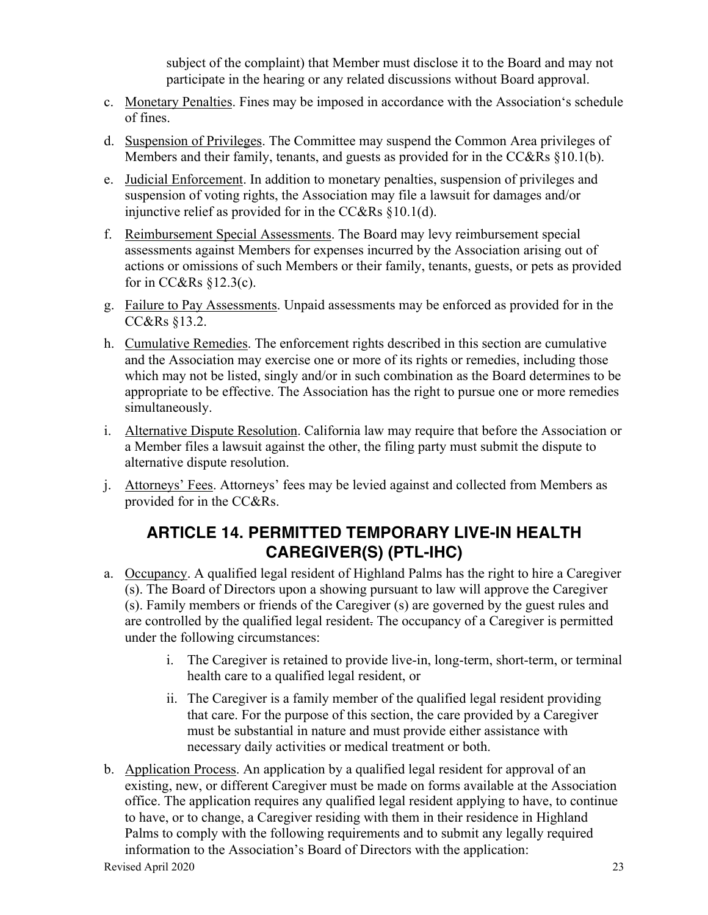subject of the complaint) that Member must disclose it to the Board and may not participate in the hearing or any related discussions without Board approval.

c. Monetary Penalties. Fines may be imposed in accordance with the Association's schedule of fines.

d. Suspension of Privileges. The Committee may suspend the Common Area privileges of Members and their family, tenants, and guests as provided for in the CC&Rs §10.1(b).

e. Judicial Enforcement. In addition to monetary penalties, suspension of privileges and suspension of voting rights, the Association may file a lawsuit for damages and/or injunctive relief as provided for in the CC&Rs §10.1(d).

f. Reimbursement Special Assessments. The Board may levy reimbursement special assessments against Members for expenses incurred by the Association arising out of actions or omissions of such Members or their family, tenants, guests, or pets as provided for in CC&Rs §12.3(c).

g. Failure to Pay Assessments. Unpaid assessments may be enforced as provided for in the CC&Rs §13.2.

h. Cumulative Remedies. The enforcement rights described in this section are cumulative and the Association may exercise one or more of its rights or remedies, including those which may not be listed, singly and/or in such combination as the Board determines to be appropriate to be effective. The Association has the right to pursue one or more remedies simultaneously.

i. Alternative Dispute Resolution. California law may require that before the Association or a Member files a lawsuit against the other, the filing party must submit the dispute to alternative dispute resolution.

j. Attorneys' Fees. Attorneys' fees may be levied against and collected from Members as provided for in the CC&Rs.

## ARTICLE 14. PERMITTED TEMPORARY LIVE-IN HEALTH CAREGIVER(S) (PTL-IHC)

a. Occupancy. A qualified legal resident of Highland Palms has the right to hire a Caregiver (s). The Board of Directors upon a showing pursuant to law will approve the Caregiver (s). Family members or friends of the Caregiver (s) are governed by the guest rules and are controlled by the qualified legal resident. The occupancy of a Caregiver is permitted under the following circumstances:

    i. The Caregiver is retained to provide live-in, long-term, short-term, or terminal health care to a qualified legal resident, or

    ii. The Caregiver is a family member of the qualified legal resident providing that care. For the purpose of this section, the care provided by a Caregiver must be substantial in nature and must provide either assistance with necessary daily activities or medical treatment or both.

b. Application Process. An application by a qualified legal resident for approval of an existing, new, or different Caregiver must be made on forms available at the Association office. The application requires any qualified legal resident applying to have, to continue to have, or to change, a Caregiver residing with them in their residence in Highland Palms to comply with the following requirements and to submit any legally required information to the Association's Board of Directors with the application: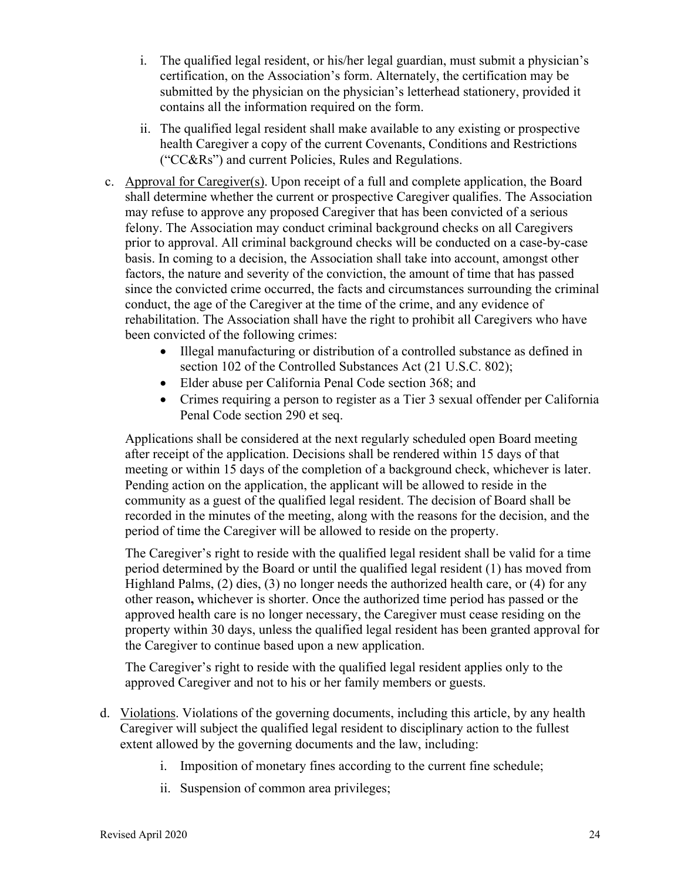i. The qualified legal resident, or his/her legal guardian, must submit a physician's certification, on the Association's form. Alternately, the certification may be submitted by the physician on the physician's letterhead stationery, provided it contains all the information required on the form.

   ii. The qualified legal resident shall make available to any existing or prospective health Caregiver a copy of the current Covenants, Conditions and Restrictions ("CC&Rs") and current Policies, Rules and Regulations.

c. <u>Approval for Caregiver(s)</u>. Upon receipt of a full and complete application, the Board shall determine whether the current or prospective Caregiver qualifies. The Association may refuse to approve any proposed Caregiver that has been convicted of a serious felony. The Association may conduct criminal background checks on all Caregivers prior to approval. All criminal background checks will be conducted on a case-by-case basis. In coming to a decision, the Association shall take into account, amongst other factors, the nature and severity of the conviction, the amount of time that has passed since the convicted crime occurred, the facts and circumstances surrounding the criminal conduct, the age of the Caregiver at the time of the crime, and any evidence of rehabilitation. The Association shall have the right to prohibit all Caregivers who have been convicted of the following crimes:

   - Illegal manufacturing or distribution of a controlled substance as defined in section 102 of the Controlled Substances Act (21 U.S.C. 802);
   - Elder abuse per California Penal Code section 368; and
   - Crimes requiring a person to register as a Tier 3 sexual offender per California Penal Code section 290 et seq.

   Applications shall be considered at the next regularly scheduled open Board meeting after receipt of the application. Decisions shall be rendered within 15 days of that meeting or within 15 days of the completion of a background check, whichever is later. Pending action on the application, the applicant will be allowed to reside in the community as a guest of the qualified legal resident. The decision of Board shall be recorded in the minutes of the meeting, along with the reasons for the decision, and the period of time the Caregiver will be allowed to reside on the property.

   The Caregiver's right to reside with the qualified legal resident shall be valid for a time period determined by the Board or until the qualified legal resident (1) has moved from Highland Palms, (2) dies, (3) no longer needs the authorized health care, or (4) for any other reason**,** whichever is shorter. Once the authorized time period has passed or the approved health care is no longer necessary, the Caregiver must cease residing on the property within 30 days, unless the qualified legal resident has been granted approval for the Caregiver to continue based upon a new application.

   The Caregiver's right to reside with the qualified legal resident applies only to the approved Caregiver and not to his or her family members or guests.

d. <u>Violations</u>. Violations of the governing documents, including this article, by any health Caregiver will subject the qualified legal resident to disciplinary action to the fullest extent allowed by the governing documents and the law, including:

   i. Imposition of monetary fines according to the current fine schedule;

   ii. Suspension of common area privileges;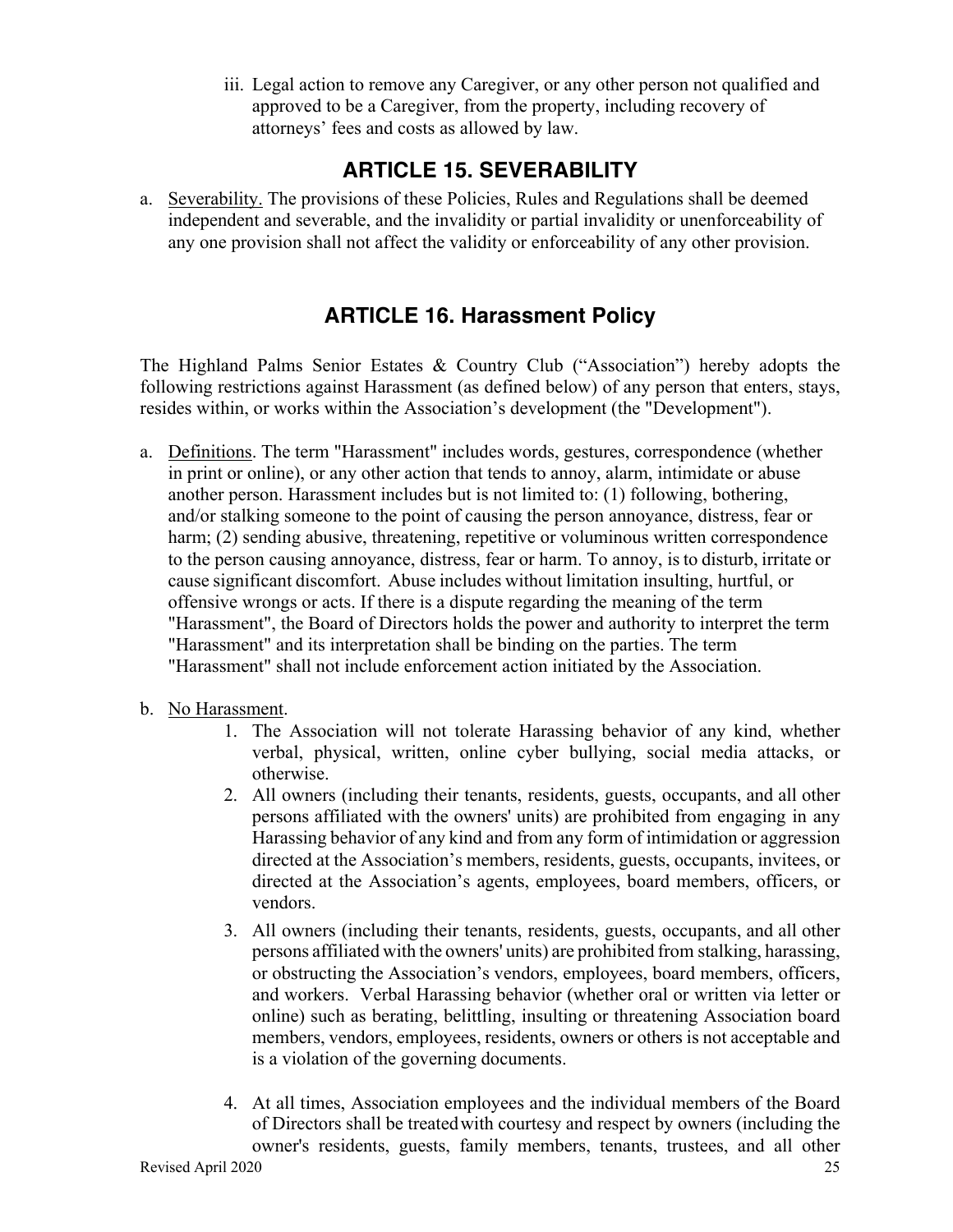iii. Legal action to remove any Caregiver, or any other person not qualified and approved to be a Caregiver, from the property, including recovery of attorneys' fees and costs as allowed by law.

## ARTICLE 15. SEVERABILITY

a. Severability. The provisions of these Policies, Rules and Regulations shall be deemed independent and severable, and the invalidity or partial invalidity or unenforceability of any one provision shall not affect the validity or enforceability of any other provision.

## ARTICLE 16. Harassment Policy

The Highland Palms Senior Estates & Country Club ("Association") hereby adopts the following restrictions against Harassment (as defined below) of any person that enters, stays, resides within, or works within the Association's development (the "Development").

a. Definitions. The term "Harassment" includes words, gestures, correspondence (whether in print or online), or any other action that tends to annoy, alarm, intimidate or abuse another person. Harassment includes but is not limited to: (1) following, bothering, and/or stalking someone to the point of causing the person annoyance, distress, fear or harm; (2) sending abusive, threatening, repetitive or voluminous written correspondence to the person causing annoyance, distress, fear or harm. To annoy, is to disturb, irritate or cause significant discomfort. Abuse includes without limitation insulting, hurtful, or offensive wrongs or acts. If there is a dispute regarding the meaning of the term "Harassment", the Board of Directors holds the power and authority to interpret the term "Harassment" and its interpretation shall be binding on the parties. The term "Harassment" shall not include enforcement action initiated by the Association.

b. No Harassment.
    1. The Association will not tolerate Harassing behavior of any kind, whether verbal, physical, written, online cyber bullying, social media attacks, or otherwise.
    2. All owners (including their tenants, residents, guests, occupants, and all other persons affiliated with the owners' units) are prohibited from engaging in any Harassing behavior of any kind and from any form of intimidation or aggression directed at the Association's members, residents, guests, occupants, invitees, or directed at the Association's agents, employees, board members, officers, or vendors.
    3. All owners (including their tenants, residents, guests, occupants, and all other persons affiliated with the owners' units) are prohibited from stalking, harassing, or obstructing the Association's vendors, employees, board members, officers, and workers. Verbal Harassing behavior (whether oral or written via letter or online) such as berating, belittling, insulting or threatening Association board members, vendors, employees, residents, owners or others is not acceptable and is a violation of the governing documents.
    4. At all times, Association employees and the individual members of the Board of Directors shall be treated with courtesy and respect by owners (including the owner's residents, guests, family members, tenants, trustees, and all other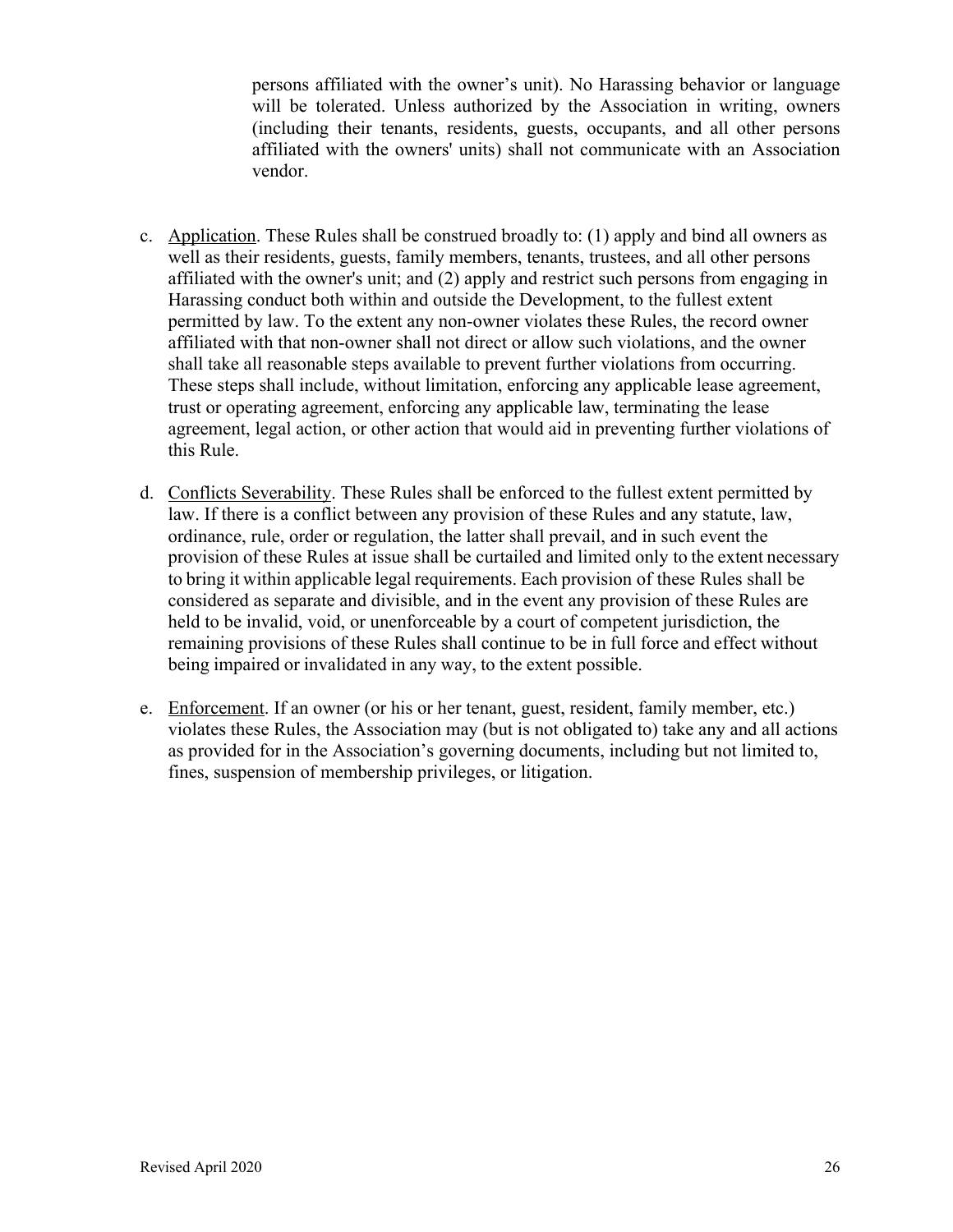persons affiliated with the owner's unit). No Harassing behavior or language will be tolerated. Unless authorized by the Association in writing, owners (including their tenants, residents, guests, occupants, and all other persons affiliated with the owners' units) shall not communicate with an Association vendor.

c. <u>Application</u>. These Rules shall be construed broadly to: (1) apply and bind all owners as well as their residents, guests, family members, tenants, trustees, and all other persons affiliated with the owner's unit; and (2) apply and restrict such persons from engaging in Harassing conduct both within and outside the Development, to the fullest extent permitted by law. To the extent any non-owner violates these Rules, the record owner affiliated with that non-owner shall not direct or allow such violations, and the owner shall take all reasonable steps available to prevent further violations from occurring. These steps shall include, without limitation, enforcing any applicable lease agreement, trust or operating agreement, enforcing any applicable law, terminating the lease agreement, legal action, or other action that would aid in preventing further violations of this Rule.

d. <u>Conflicts Severability</u>. These Rules shall be enforced to the fullest extent permitted by law. If there is a conflict between any provision of these Rules and any statute, law, ordinance, rule, order or regulation, the latter shall prevail, and in such event the provision of these Rules at issue shall be curtailed and limited only to the extent necessary to bring it within applicable legal requirements. Each provision of these Rules shall be considered as separate and divisible, and in the event any provision of these Rules are held to be invalid, void, or unenforceable by a court of competent jurisdiction, the remaining provisions of these Rules shall continue to be in full force and effect without being impaired or invalidated in any way, to the extent possible.

e. <u>Enforcement</u>. If an owner (or his or her tenant, guest, resident, family member, etc.) violates these Rules, the Association may (but is not obligated to) take any and all actions as provided for in the Association's governing documents, including but not limited to, fines, suspension of membership privileges, or litigation.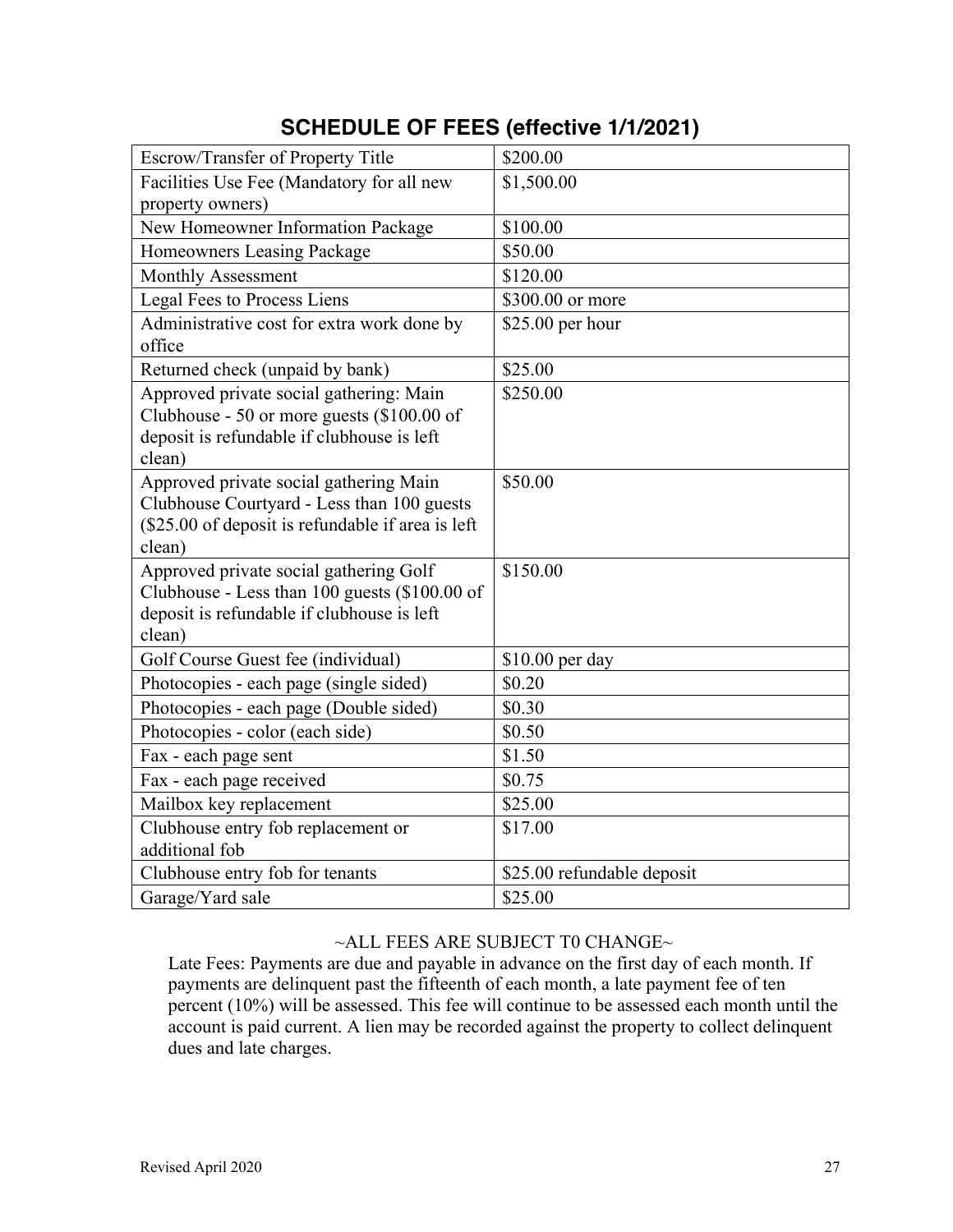## SCHEDULE OF FEES (effective 1/1/2021)

| | |
|---|---|
| Escrow/Transfer of Property Title | $200.00 |
| Facilities Use Fee (Mandatory for all new property owners) | $1,500.00 |
| New Homeowner Information Package | $100.00 |
| Homeowners Leasing Package | $50.00 |
| Monthly Assessment | $120.00 |
| Legal Fees to Process Liens | $300.00 or more |
| Administrative cost for extra work done by office | $25.00 per hour |
| Returned check (unpaid by bank) | $25.00 |
| Approved private social gathering: Main Clubhouse - 50 or more guests ($100.00 of deposit is refundable if clubhouse is left clean) | $250.00 |
| Approved private social gathering Main Clubhouse Courtyard - Less than 100 guests ($25.00 of deposit is refundable if area is left clean) | $50.00 |
| Approved private social gathering Golf Clubhouse - Less than 100 guests ($100.00 of deposit is refundable if clubhouse is left clean) | $150.00 |
| Golf Course Guest fee (individual) | $10.00 per day |
| Photocopies - each page (single sided) | $0.20 |
| Photocopies - each page (Double sided) | $0.30 |
| Photocopies - color (each side) | $0.50 |
| Fax - each page sent | $1.50 |
| Fax - each page received | $0.75 |
| Mailbox key replacement | $25.00 |
| Clubhouse entry fob replacement or additional fob | $17.00 |
| Clubhouse entry fob for tenants | $25.00 refundable deposit |
| Garage/Yard sale | $25.00 |

~ALL FEES ARE SUBJECT T0 CHANGE~

Late Fees: Payments are due and payable in advance on the first day of each month. If payments are delinquent past the fifteenth of each month, a late payment fee of ten percent (10%) will be assessed. This fee will continue to be assessed each month until the account is paid current. A lien may be recorded against the property to collect delinquent dues and late charges.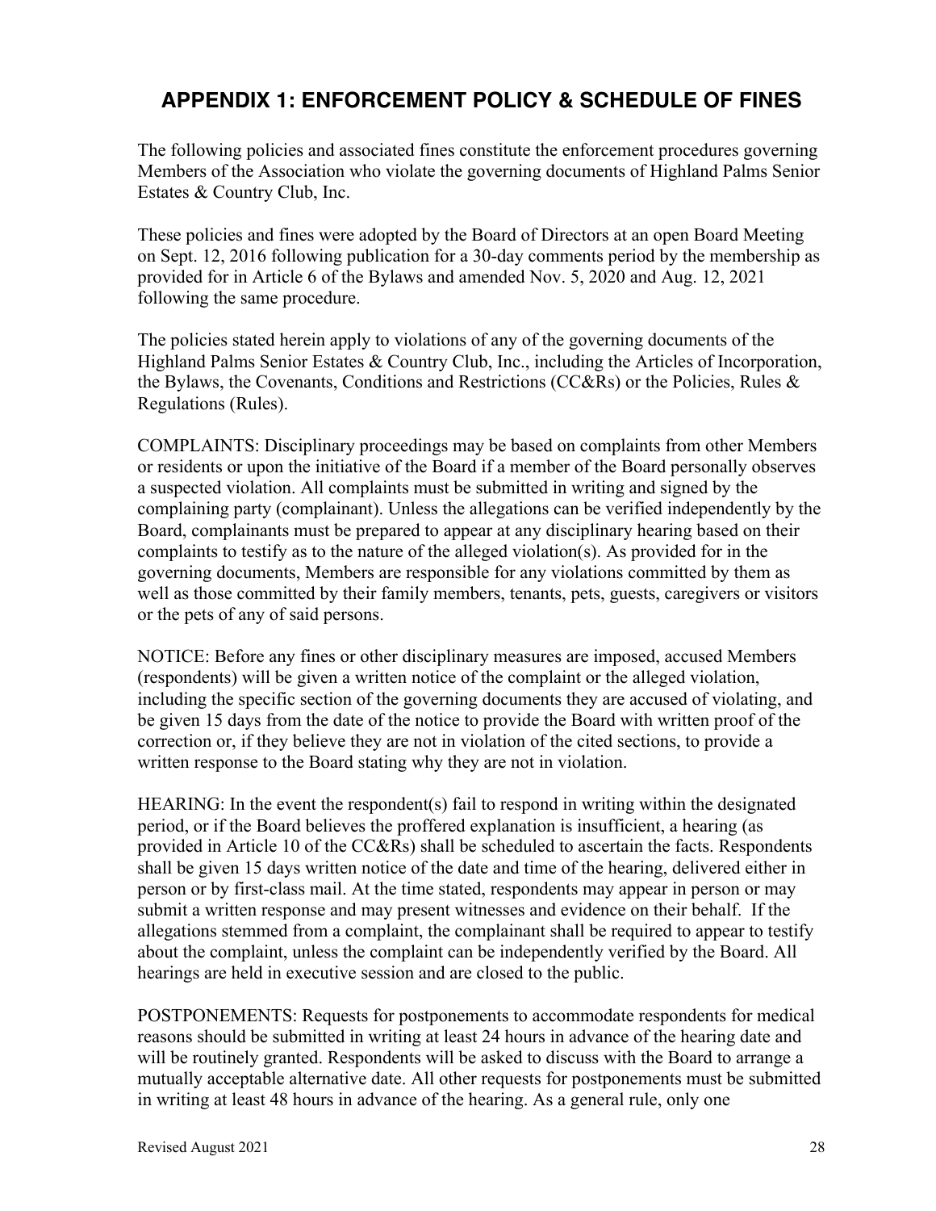# APPENDIX 1: ENFORCEMENT POLICY & SCHEDULE OF FINES

The following policies and associated fines constitute the enforcement procedures governing Members of the Association who violate the governing documents of Highland Palms Senior Estates & Country Club, Inc.

These policies and fines were adopted by the Board of Directors at an open Board Meeting on Sept. 12, 2016 following publication for a 30-day comments period by the membership as provided for in Article 6 of the Bylaws and amended Nov. 5, 2020 and Aug. 12, 2021 following the same procedure.

The policies stated herein apply to violations of any of the governing documents of the Highland Palms Senior Estates & Country Club, Inc., including the Articles of Incorporation, the Bylaws, the Covenants, Conditions and Restrictions (CC&Rs) or the Policies, Rules & Regulations (Rules).

COMPLAINTS: Disciplinary proceedings may be based on complaints from other Members or residents or upon the initiative of the Board if a member of the Board personally observes a suspected violation. All complaints must be submitted in writing and signed by the complaining party (complainant). Unless the allegations can be verified independently by the Board, complainants must be prepared to appear at any disciplinary hearing based on their complaints to testify as to the nature of the alleged violation(s). As provided for in the governing documents, Members are responsible for any violations committed by them as well as those committed by their family members, tenants, pets, guests, caregivers or visitors or the pets of any of said persons.

NOTICE: Before any fines or other disciplinary measures are imposed, accused Members (respondents) will be given a written notice of the complaint or the alleged violation, including the specific section of the governing documents they are accused of violating, and be given 15 days from the date of the notice to provide the Board with written proof of the correction or, if they believe they are not in violation of the cited sections, to provide a written response to the Board stating why they are not in violation.

HEARING: In the event the respondent(s) fail to respond in writing within the designated period, or if the Board believes the proffered explanation is insufficient, a hearing (as provided in Article 10 of the CC&Rs) shall be scheduled to ascertain the facts. Respondents shall be given 15 days written notice of the date and time of the hearing, delivered either in person or by first-class mail. At the time stated, respondents may appear in person or may submit a written response and may present witnesses and evidence on their behalf. If the allegations stemmed from a complaint, the complainant shall be required to appear to testify about the complaint, unless the complaint can be independently verified by the Board. All hearings are held in executive session and are closed to the public.

POSTPONEMENTS: Requests for postponements to accommodate respondents for medical reasons should be submitted in writing at least 24 hours in advance of the hearing date and will be routinely granted. Respondents will be asked to discuss with the Board to arrange a mutually acceptable alternative date. All other requests for postponements must be submitted in writing at least 48 hours in advance of the hearing. As a general rule, only one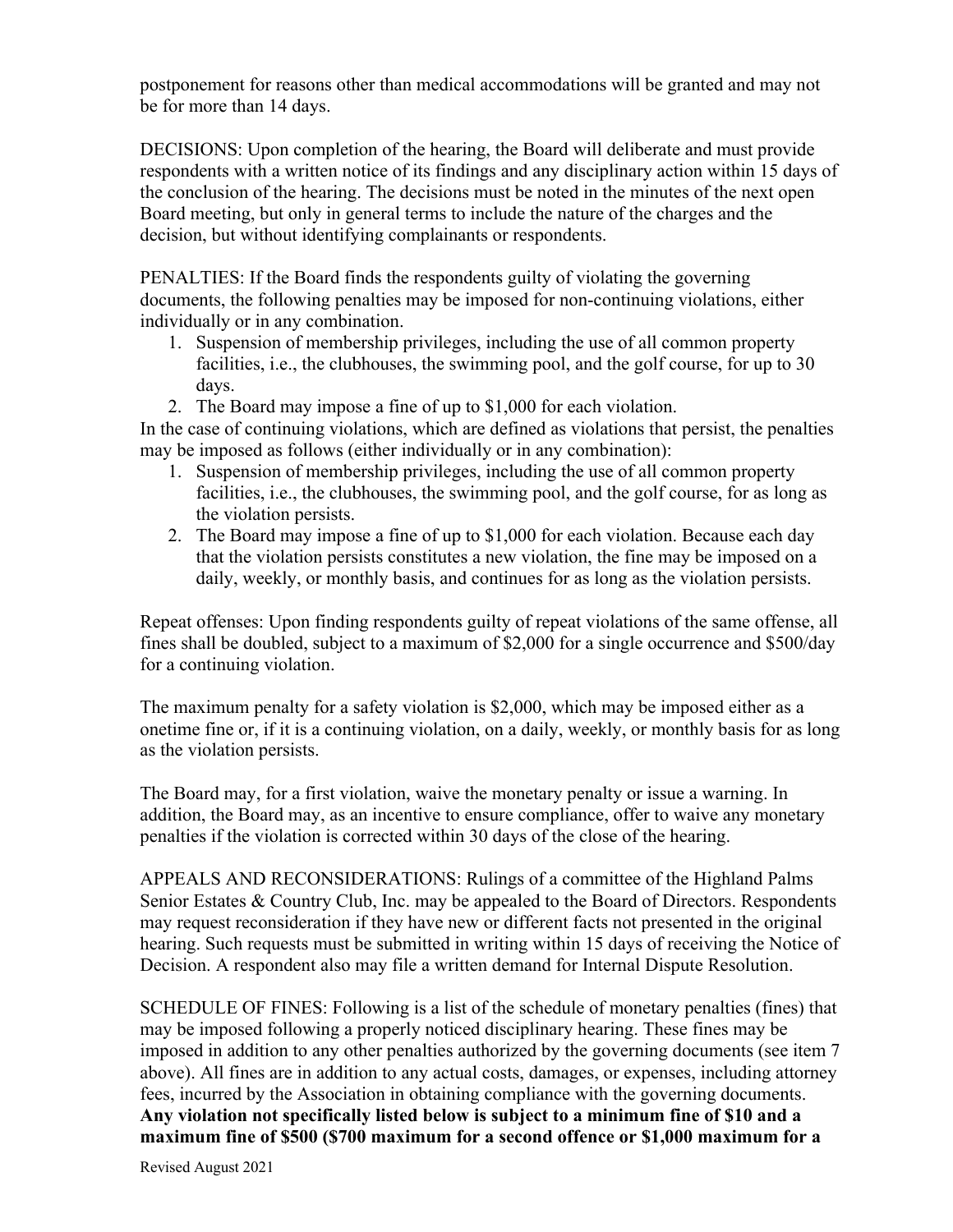postponement for reasons other than medical accommodations will be granted and may not be for more than 14 days.

DECISIONS: Upon completion of the hearing, the Board will deliberate and must provide respondents with a written notice of its findings and any disciplinary action within 15 days of the conclusion of the hearing. The decisions must be noted in the minutes of the next open Board meeting, but only in general terms to include the nature of the charges and the decision, but without identifying complainants or respondents.

PENALTIES: If the Board finds the respondents guilty of violating the governing documents, the following penalties may be imposed for non-continuing violations, either individually or in any combination.

1. Suspension of membership privileges, including the use of all common property facilities, i.e., the clubhouses, the swimming pool, and the golf course, for up to 30 days.
2. The Board may impose a fine of up to $1,000 for each violation.

In the case of continuing violations, which are defined as violations that persist, the penalties may be imposed as follows (either individually or in any combination):

1. Suspension of membership privileges, including the use of all common property facilities, i.e., the clubhouses, the swimming pool, and the golf course, for as long as the violation persists.
2. The Board may impose a fine of up to $1,000 for each violation. Because each day that the violation persists constitutes a new violation, the fine may be imposed on a daily, weekly, or monthly basis, and continues for as long as the violation persists.

Repeat offenses: Upon finding respondents guilty of repeat violations of the same offense, all fines shall be doubled, subject to a maximum of $2,000 for a single occurrence and $500/day for a continuing violation.

The maximum penalty for a safety violation is $2,000, which may be imposed either as a onetime fine or, if it is a continuing violation, on a daily, weekly, or monthly basis for as long as the violation persists.

The Board may, for a first violation, waive the monetary penalty or issue a warning. In addition, the Board may, as an incentive to ensure compliance, offer to waive any monetary penalties if the violation is corrected within 30 days of the close of the hearing.

APPEALS AND RECONSIDERATIONS: Rulings of a committee of the Highland Palms Senior Estates & Country Club, Inc. may be appealed to the Board of Directors. Respondents may request reconsideration if they have new or different facts not presented in the original hearing. Such requests must be submitted in writing within 15 days of receiving the Notice of Decision. A respondent also may file a written demand for Internal Dispute Resolution.

SCHEDULE OF FINES: Following is a list of the schedule of monetary penalties (fines) that may be imposed following a properly noticed disciplinary hearing. These fines may be imposed in addition to any other penalties authorized by the governing documents (see item 7 above). All fines are in addition to any actual costs, damages, or expenses, including attorney fees, incurred by the Association in obtaining compliance with the governing documents. **Any violation not specifically listed below is subject to a minimum fine of $10 and a maximum fine of $500 ($700 maximum for a second offence or $1,000 maximum for a**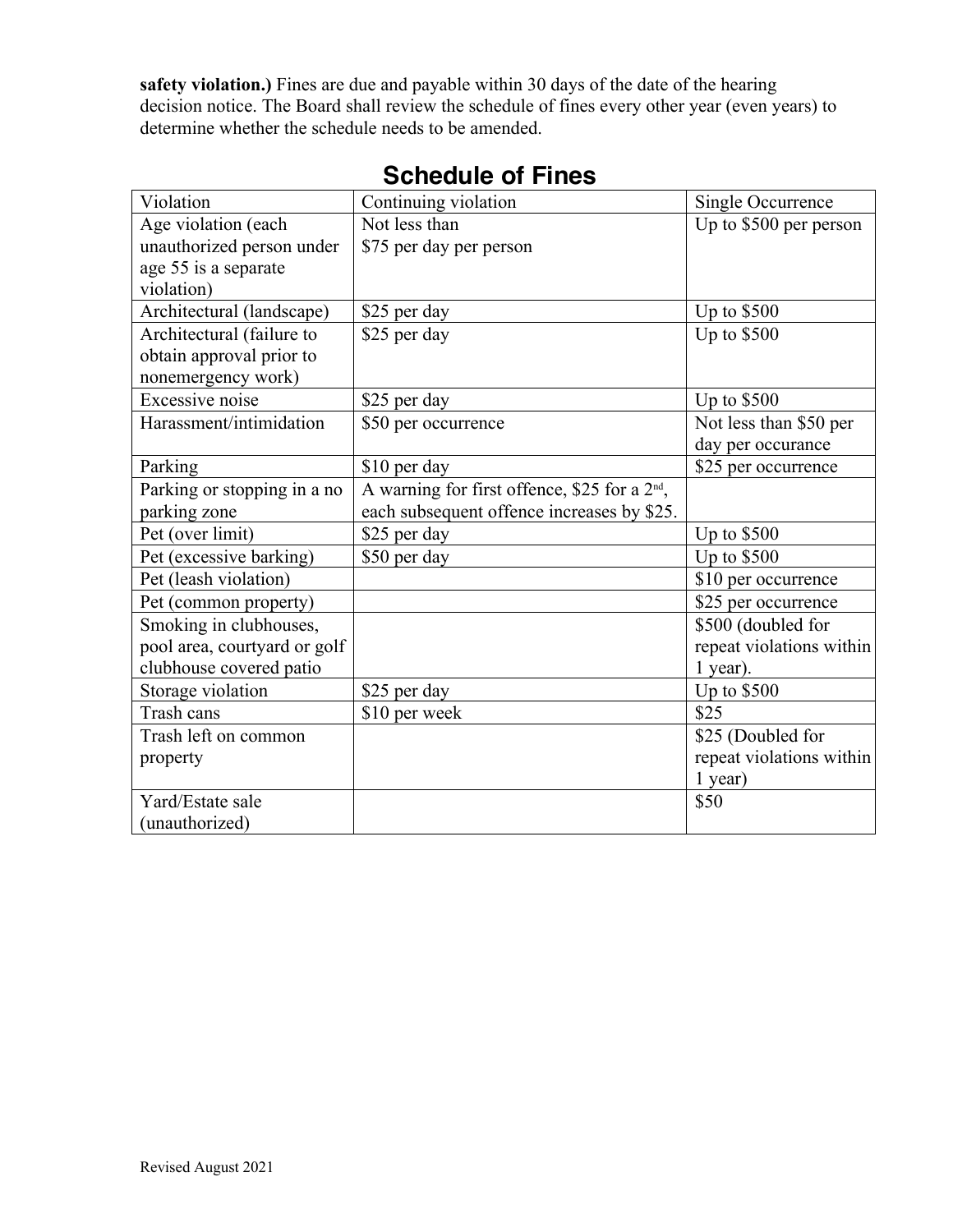**safety violation.)** Fines are due and payable within 30 days of the date of the hearing decision notice. The Board shall review the schedule of fines every other year (even years) to determine whether the schedule needs to be amended.

## Schedule of Fines

| Violation | Continuing violation | Single Occurrence |
|---|---|---|
| Age violation (each unauthorized person under age 55 is a separate violation) | Not less than $75 per day per person | Up to $500 per person |
| Architectural (landscape) | $25 per day | Up to $500 |
| Architectural (failure to obtain approval prior to nonemergency work) | $25 per day | Up to $500 |
| Excessive noise | $25 per day | Up to $500 |
| Harassment/intimidation | $50 per occurrence | Not less than $50 per day per occurance |
| Parking | $10 per day | $25 per occurrence |
| Parking or stopping in a no parking zone | A warning for first offence, $25 for a 2nd, each subsequent offence increases by $25. | |
| Pet (over limit) | $25 per day | Up to $500 |
| Pet (excessive barking) | $50 per day | Up to $500 |
| Pet (leash violation) | | $10 per occurrence |
| Pet (common property) | | $25 per occurrence |
| Smoking in clubhouses, pool area, courtyard or golf clubhouse covered patio | | $500 (doubled for repeat violations within 1 year). |
| Storage violation | $25 per day | Up to $500 |
| Trash cans | $10 per week | $25 |
| Trash left on common property | | $25 (Doubled for repeat violations within 1 year) |
| Yard/Estate sale (unauthorized) | | $50 |

Revised August 2021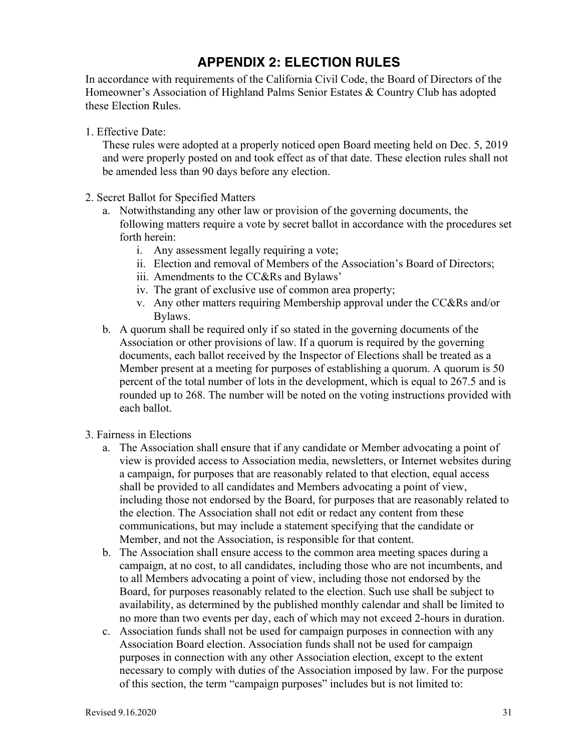# APPENDIX 2: ELECTION RULES

In accordance with requirements of the California Civil Code, the Board of Directors of the Homeowner's Association of Highland Palms Senior Estates & Country Club has adopted these Election Rules.

1. Effective Date:

   These rules were adopted at a properly noticed open Board meeting held on Dec. 5, 2019 and were properly posted on and took effect as of that date. These election rules shall not be amended less than 90 days before any election.

2. Secret Ballot for Specified Matters

   a. Notwithstanding any other law or provision of the governing documents, the following matters require a vote by secret ballot in accordance with the procedures set forth herein:

      i. Any assessment legally requiring a vote;

      ii. Election and removal of Members of the Association's Board of Directors;

      iii. Amendments to the CC&Rs and Bylaws'

      iv. The grant of exclusive use of common area property;

      v. Any other matters requiring Membership approval under the CC&Rs and/or Bylaws.

   b. A quorum shall be required only if so stated in the governing documents of the Association or other provisions of law. If a quorum is required by the governing documents, each ballot received by the Inspector of Elections shall be treated as a Member present at a meeting for purposes of establishing a quorum. A quorum is 50 percent of the total number of lots in the development, which is equal to 267.5 and is rounded up to 268. The number will be noted on the voting instructions provided with each ballot.

3. Fairness in Elections

   a. The Association shall ensure that if any candidate or Member advocating a point of view is provided access to Association media, newsletters, or Internet websites during a campaign, for purposes that are reasonably related to that election, equal access shall be provided to all candidates and Members advocating a point of view, including those not endorsed by the Board, for purposes that are reasonably related to the election. The Association shall not edit or redact any content from these communications, but may include a statement specifying that the candidate or Member, and not the Association, is responsible for that content.

   b. The Association shall ensure access to the common area meeting spaces during a campaign, at no cost, to all candidates, including those who are not incumbents, and to all Members advocating a point of view, including those not endorsed by the Board, for purposes reasonably related to the election. Such use shall be subject to availability, as determined by the published monthly calendar and shall be limited to no more than two events per day, each of which may not exceed 2-hours in duration.

   c. Association funds shall not be used for campaign purposes in connection with any Association Board election. Association funds shall not be used for campaign purposes in connection with any other Association election, except to the extent necessary to comply with duties of the Association imposed by law. For the purpose of this section, the term "campaign purposes" includes but is not limited to: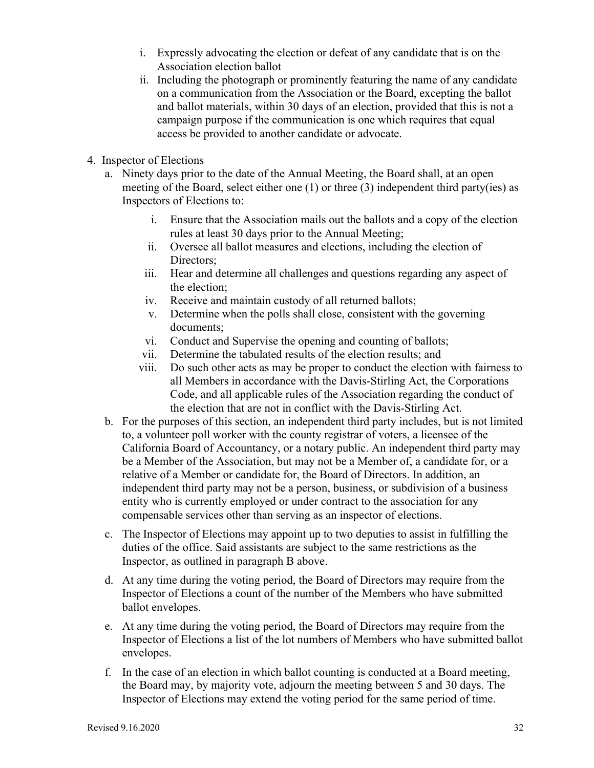i. Expressly advocating the election or defeat of any candidate that is on the Association election ballot
   ii. Including the photograph or prominently featuring the name of any candidate on a communication from the Association or the Board, excepting the ballot and ballot materials, within 30 days of an election, provided that this is not a campaign purpose if the communication is one which requires that equal access be provided to another candidate or advocate.

4. Inspector of Elections
   a. Ninety days prior to the date of the Annual Meeting, the Board shall, at an open meeting of the Board, select either one (1) or three (3) independent third party(ies) as Inspectors of Elections to:
      i. Ensure that the Association mails out the ballots and a copy of the election rules at least 30 days prior to the Annual Meeting;
      ii. Oversee all ballot measures and elections, including the election of Directors;
      iii. Hear and determine all challenges and questions regarding any aspect of the election;
      iv. Receive and maintain custody of all returned ballots;
      v. Determine when the polls shall close, consistent with the governing documents;
      vi. Conduct and Supervise the opening and counting of ballots;
      vii. Determine the tabulated results of the election results; and
      viii. Do such other acts as may be proper to conduct the election with fairness to all Members in accordance with the Davis-Stirling Act, the Corporations Code, and all applicable rules of the Association regarding the conduct of the election that are not in conflict with the Davis-Stirling Act.
   b. For the purposes of this section, an independent third party includes, but is not limited to, a volunteer poll worker with the county registrar of voters, a licensee of the California Board of Accountancy, or a notary public. An independent third party may be a Member of the Association, but may not be a Member of, a candidate for, or a relative of a Member or candidate for, the Board of Directors. In addition, an independent third party may not be a person, business, or subdivision of a business entity who is currently employed or under contract to the association for any compensable services other than serving as an inspector of elections.
   c. The Inspector of Elections may appoint up to two deputies to assist in fulfilling the duties of the office. Said assistants are subject to the same restrictions as the Inspector, as outlined in paragraph B above.
   d. At any time during the voting period, the Board of Directors may require from the Inspector of Elections a count of the number of the Members who have submitted ballot envelopes.
   e. At any time during the voting period, the Board of Directors may require from the Inspector of Elections a list of the lot numbers of Members who have submitted ballot envelopes.
   f. In the case of an election in which ballot counting is conducted at a Board meeting, the Board may, by majority vote, adjourn the meeting between 5 and 30 days. The Inspector of Elections may extend the voting period for the same period of time.

Revised 9.16.2020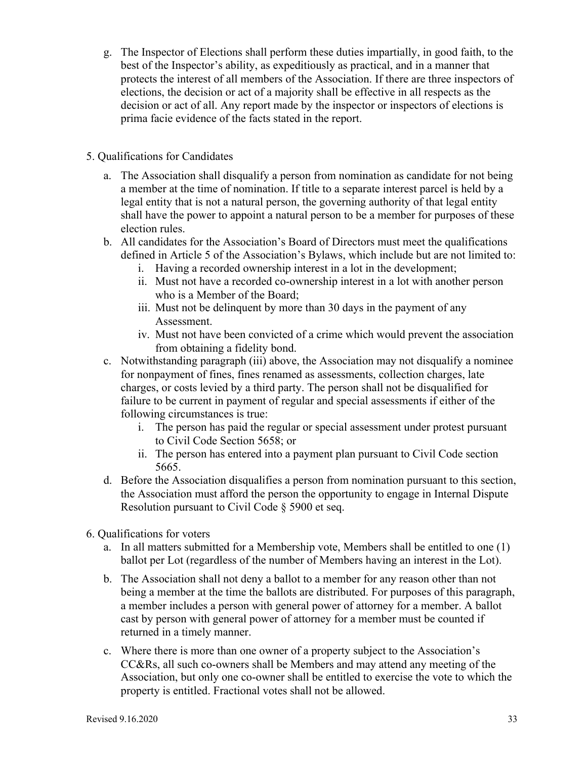g. The Inspector of Elections shall perform these duties impartially, in good faith, to the best of the Inspector's ability, as expeditiously as practical, and in a manner that protects the interest of all members of the Association. If there are three inspectors of elections, the decision or act of a majority shall be effective in all respects as the decision or act of all. Any report made by the inspector or inspectors of elections is prima facie evidence of the facts stated in the report.

5. Qualifications for Candidates

   a. The Association shall disqualify a person from nomination as candidate for not being a member at the time of nomination. If title to a separate interest parcel is held by a legal entity that is not a natural person, the governing authority of that legal entity shall have the power to appoint a natural person to be a member for purposes of these election rules.
   b. All candidates for the Association's Board of Directors must meet the qualifications defined in Article 5 of the Association's Bylaws, which include but are not limited to:
      i. Having a recorded ownership interest in a lot in the development;
      ii. Must not have a recorded co-ownership interest in a lot with another person who is a Member of the Board;
      iii. Must not be delinquent by more than 30 days in the payment of any Assessment.
      iv. Must not have been convicted of a crime which would prevent the association from obtaining a fidelity bond.
   c. Notwithstanding paragraph (iii) above, the Association may not disqualify a nominee for nonpayment of fines, fines renamed as assessments, collection charges, late charges, or costs levied by a third party. The person shall not be disqualified for failure to be current in payment of regular and special assessments if either of the following circumstances is true:
      i. The person has paid the regular or special assessment under protest pursuant to Civil Code Section 5658; or
      ii. The person has entered into a payment plan pursuant to Civil Code section 5665.
   d. Before the Association disqualifies a person from nomination pursuant to this section, the Association must afford the person the opportunity to engage in Internal Dispute Resolution pursuant to Civil Code § 5900 et seq.

6. Qualifications for voters

   a. In all matters submitted for a Membership vote, Members shall be entitled to one (1) ballot per Lot (regardless of the number of Members having an interest in the Lot).
   b. The Association shall not deny a ballot to a member for any reason other than not being a member at the time the ballots are distributed. For purposes of this paragraph, a member includes a person with general power of attorney for a member. A ballot cast by person with general power of attorney for a member must be counted if returned in a timely manner.
   c. Where there is more than one owner of a property subject to the Association's CC&Rs, all such co-owners shall be Members and may attend any meeting of the Association, but only one co-owner shall be entitled to exercise the vote to which the property is entitled. Fractional votes shall not be allowed.

Revised 9.16.2020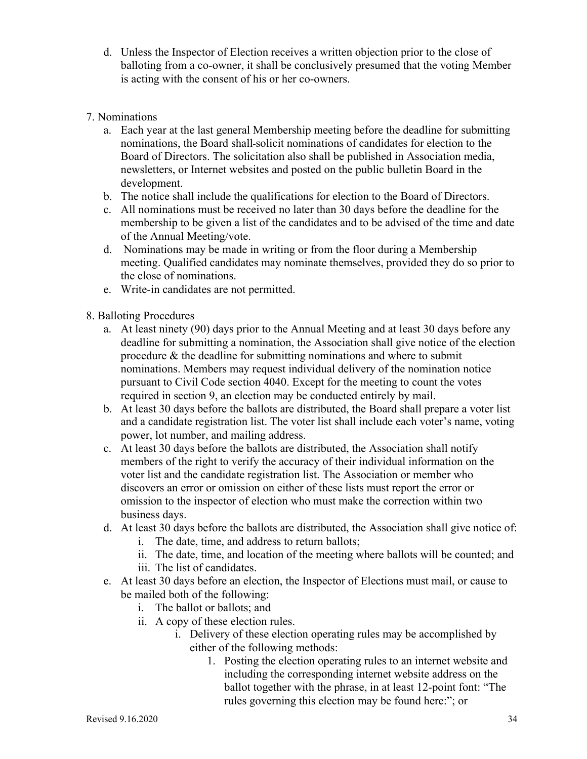d. Unless the Inspector of Election receives a written objection prior to the close of balloting from a co-owner, it shall be conclusively presumed that the voting Member is acting with the consent of his or her co-owners.

7. Nominations
   a. Each year at the last general Membership meeting before the deadline for submitting nominations, the Board shall solicit nominations of candidates for election to the Board of Directors. The solicitation also shall be published in Association media, newsletters, or Internet websites and posted on the public bulletin Board in the development.
   b. The notice shall include the qualifications for election to the Board of Directors.
   c. All nominations must be received no later than 30 days before the deadline for the membership to be given a list of the candidates and to be advised of the time and date of the Annual Meeting/vote.
   d. Nominations may be made in writing or from the floor during a Membership meeting. Qualified candidates may nominate themselves, provided they do so prior to the close of nominations.
   e. Write-in candidates are not permitted.

8. Balloting Procedures
   a. At least ninety (90) days prior to the Annual Meeting and at least 30 days before any deadline for submitting a nomination, the Association shall give notice of the election procedure & the deadline for submitting nominations and where to submit nominations. Members may request individual delivery of the nomination notice pursuant to Civil Code section 4040. Except for the meeting to count the votes required in section 9, an election may be conducted entirely by mail.
   b. At least 30 days before the ballots are distributed, the Board shall prepare a voter list and a candidate registration list. The voter list shall include each voter's name, voting power, lot number, and mailing address.
   c. At least 30 days before the ballots are distributed, the Association shall notify members of the right to verify the accuracy of their individual information on the voter list and the candidate registration list. The Association or member who discovers an error or omission on either of these lists must report the error or omission to the inspector of election who must make the correction within two business days.
   d. At least 30 days before the ballots are distributed, the Association shall give notice of:
      i. The date, time, and address to return ballots;
      ii. The date, time, and location of the meeting where ballots will be counted; and
      iii. The list of candidates.
   e. At least 30 days before an election, the Inspector of Elections must mail, or cause to be mailed both of the following:
      i. The ballot or ballots; and
      ii. A copy of these election rules.
         i. Delivery of these election operating rules may be accomplished by either of the following methods:
            1. Posting the election operating rules to an internet website and including the corresponding internet website address on the ballot together with the phrase, in at least 12-point font: "The rules governing this election may be found here:"; or

Revised 9.16.2020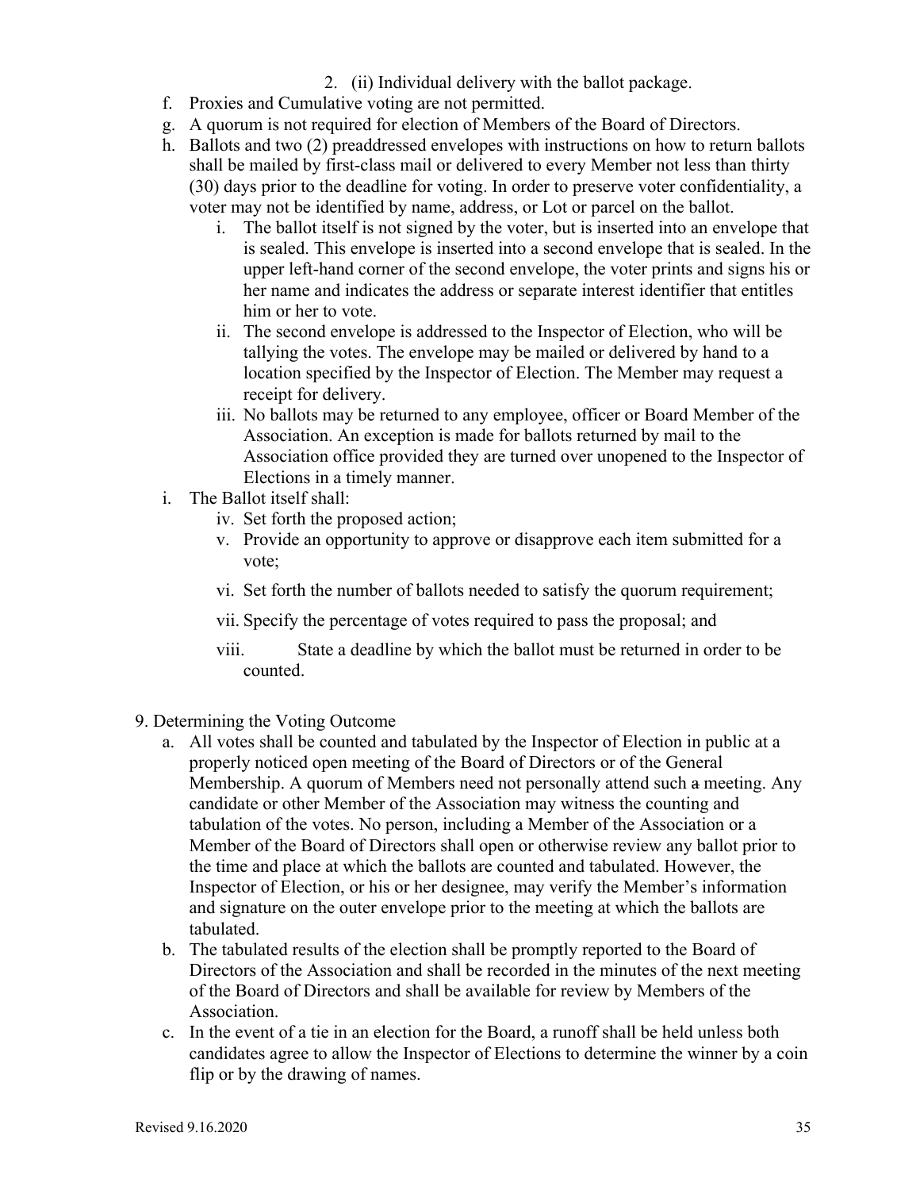2. (ii) Individual delivery with the ballot package.

f. Proxies and Cumulative voting are not permitted.

g. A quorum is not required for election of Members of the Board of Directors.

h. Ballots and two (2) preaddressed envelopes with instructions on how to return ballots shall be mailed by first-class mail or delivered to every Member not less than thirty (30) days prior to the deadline for voting. In order to preserve voter confidentiality, a voter may not be identified by name, address, or Lot or parcel on the ballot.

   i. The ballot itself is not signed by the voter, but is inserted into an envelope that is sealed. This envelope is inserted into a second envelope that is sealed. In the upper left-hand corner of the second envelope, the voter prints and signs his or her name and indicates the address or separate interest identifier that entitles him or her to vote.

   ii. The second envelope is addressed to the Inspector of Election, who will be tallying the votes. The envelope may be mailed or delivered by hand to a location specified by the Inspector of Election. The Member may request a receipt for delivery.

   iii. No ballots may be returned to any employee, officer or Board Member of the Association. An exception is made for ballots returned by mail to the Association office provided they are turned over unopened to the Inspector of Elections in a timely manner.

i. The Ballot itself shall:

   iv. Set forth the proposed action;

   v. Provide an opportunity to approve or disapprove each item submitted for a vote;

   vi. Set forth the number of ballots needed to satisfy the quorum requirement;

   vii. Specify the percentage of votes required to pass the proposal; and

   viii. State a deadline by which the ballot must be returned in order to be counted.

9. Determining the Voting Outcome

   a. All votes shall be counted and tabulated by the Inspector of Election in public at a properly noticed open meeting of the Board of Directors or of the General Membership. A quorum of Members need not personally attend such ~~a~~ meeting. Any candidate or other Member of the Association may witness the counting and tabulation of the votes. No person, including a Member of the Association or a Member of the Board of Directors shall open or otherwise review any ballot prior to the time and place at which the ballots are counted and tabulated. However, the Inspector of Election, or his or her designee, may verify the Member's information and signature on the outer envelope prior to the meeting at which the ballots are tabulated.

   b. The tabulated results of the election shall be promptly reported to the Board of Directors of the Association and shall be recorded in the minutes of the next meeting of the Board of Directors and shall be available for review by Members of the Association.

   c. In the event of a tie in an election for the Board, a runoff shall be held unless both candidates agree to allow the Inspector of Elections to determine the winner by a coin flip or by the drawing of names.

Revised 9.16.2020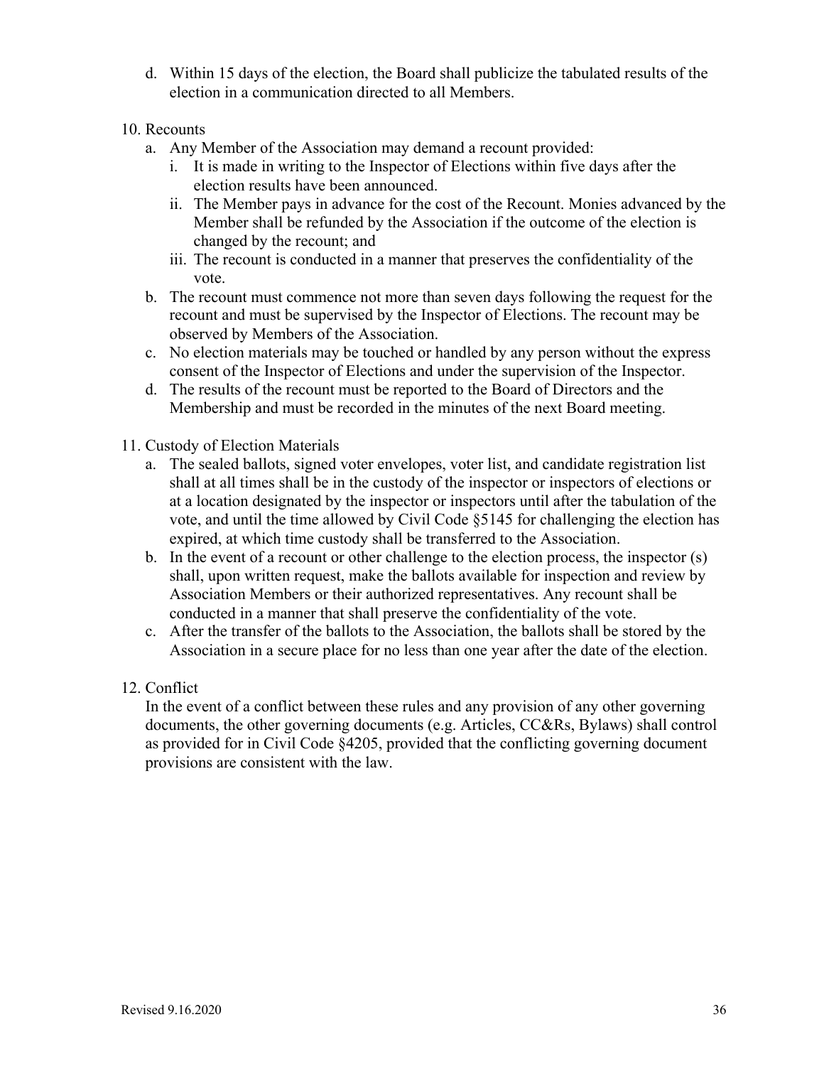d. Within 15 days of the election, the Board shall publicize the tabulated results of the election in a communication directed to all Members.

10. Recounts
    a. Any Member of the Association may demand a recount provided:
        i. It is made in writing to the Inspector of Elections within five days after the election results have been announced.
        ii. The Member pays in advance for the cost of the Recount. Monies advanced by the Member shall be refunded by the Association if the outcome of the election is changed by the recount; and
        iii. The recount is conducted in a manner that preserves the confidentiality of the vote.
    b. The recount must commence not more than seven days following the request for the recount and must be supervised by the Inspector of Elections. The recount may be observed by Members of the Association.
    c. No election materials may be touched or handled by any person without the express consent of the Inspector of Elections and under the supervision of the Inspector.
    d. The results of the recount must be reported to the Board of Directors and the Membership and must be recorded in the minutes of the next Board meeting.

11. Custody of Election Materials
    a. The sealed ballots, signed voter envelopes, voter list, and candidate registration list shall at all times shall be in the custody of the inspector or inspectors of elections or at a location designated by the inspector or inspectors until after the tabulation of the vote, and until the time allowed by Civil Code §5145 for challenging the election has expired, at which time custody shall be transferred to the Association.
    b. In the event of a recount or other challenge to the election process, the inspector (s) shall, upon written request, make the ballots available for inspection and review by Association Members or their authorized representatives. Any recount shall be conducted in a manner that shall preserve the confidentiality of the vote.
    c. After the transfer of the ballots to the Association, the ballots shall be stored by the Association in a secure place for no less than one year after the date of the election.

12. Conflict

    In the event of a conflict between these rules and any provision of any other governing documents, the other governing documents (e.g. Articles, CC&Rs, Bylaws) shall control as provided for in Civil Code §4205, provided that the conflicting governing document provisions are consistent with the law.

Revised 9.16.2020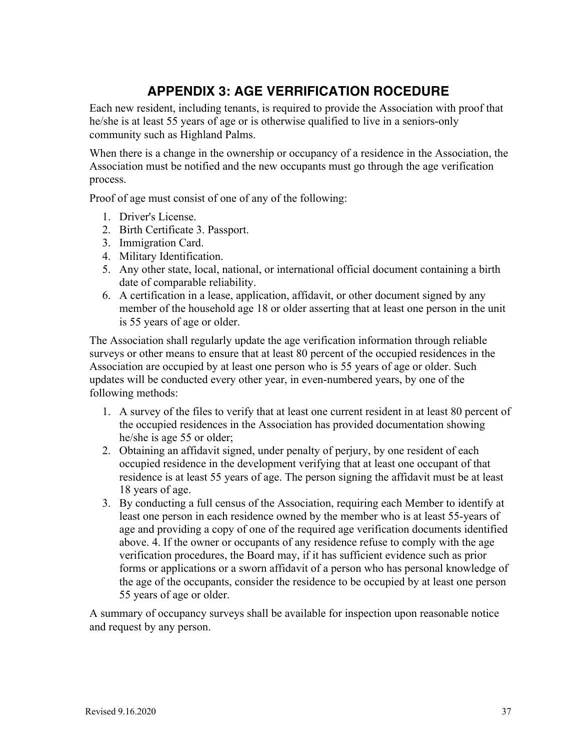# APPENDIX 3: AGE VERRIFICATION ROCEDURE

Each new resident, including tenants, is required to provide the Association with proof that he/she is at least 55 years of age or is otherwise qualified to live in a seniors-only community such as Highland Palms.

When there is a change in the ownership or occupancy of a residence in the Association, the Association must be notified and the new occupants must go through the age verification process.

Proof of age must consist of one of any of the following:

1. Driver's License.
2. Birth Certificate 3. Passport.
3. Immigration Card.
4. Military Identification.
5. Any other state, local, national, or international official document containing a birth date of comparable reliability.
6. A certification in a lease, application, affidavit, or other document signed by any member of the household age 18 or older asserting that at least one person in the unit is 55 years of age or older.

The Association shall regularly update the age verification information through reliable surveys or other means to ensure that at least 80 percent of the occupied residences in the Association are occupied by at least one person who is 55 years of age or older. Such updates will be conducted every other year, in even-numbered years, by one of the following methods:

1. A survey of the files to verify that at least one current resident in at least 80 percent of the occupied residences in the Association has provided documentation showing he/she is age 55 or older;
2. Obtaining an affidavit signed, under penalty of perjury, by one resident of each occupied residence in the development verifying that at least one occupant of that residence is at least 55 years of age. The person signing the affidavit must be at least 18 years of age.
3. By conducting a full census of the Association, requiring each Member to identify at least one person in each residence owned by the member who is at least 55-years of age and providing a copy of one of the required age verification documents identified above. 4. If the owner or occupants of any residence refuse to comply with the age verification procedures, the Board may, if it has sufficient evidence such as prior forms or applications or a sworn affidavit of a person who has personal knowledge of the age of the occupants, consider the residence to be occupied by at least one person 55 years of age or older.

A summary of occupancy surveys shall be available for inspection upon reasonable notice and request by any person.

Revised 9.16.2020